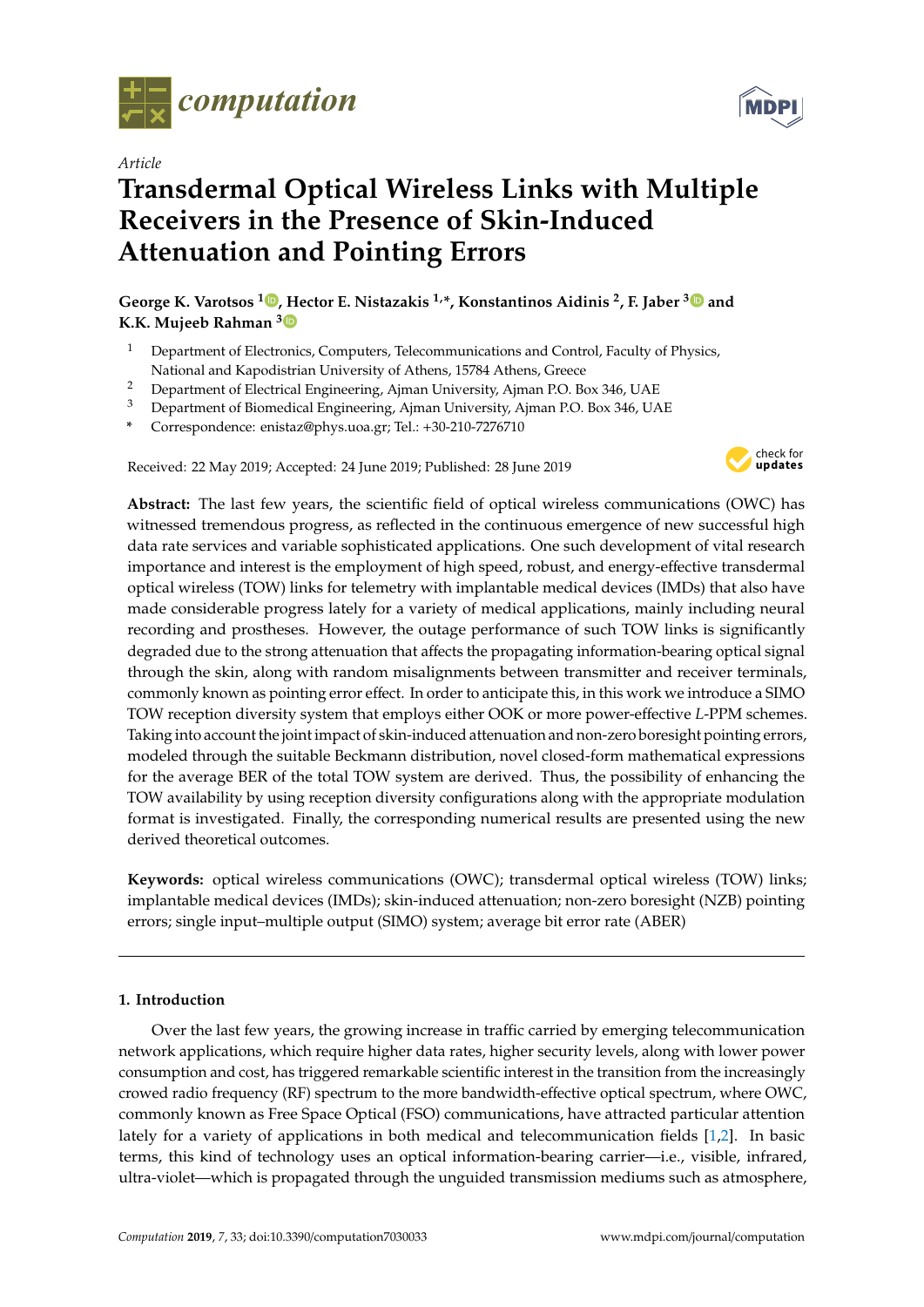Article

# Transdermal Optical Wireless Links with Multiple Receivers in the Presence of Skin-Induced Attenuation and Pointing Errors

**George K. Varotsos [1], Hector E. Nistazakis [1,*], Konstantinos Aidinis [2], F. Jaber [3] and K.K. Mujeeb Rahman [3]**

[1] Department of Electronics, Computers, Telecommunications and Control, Faculty of Physics, National and Kapodistrian University of Athens, 15784 Athens, Greece
[2] Department of Electrical Engineering, Ajman University, Ajman P.O. Box 346, UAE
[3] Department of Biomedical Engineering, Ajman University, Ajman P.O. Box 346, UAE
* Correspondence: enistaz@phys.uoa.gr; Tel.: +30-210-7276710

Received: 22 May 2019; Accepted: 24 June 2019; Published: 28 June 2019

**Abstract:** The last few years, the scientific field of optical wireless communications (OWC) has witnessed tremendous progress, as reflected in the continuous emergence of new successful high data rate services and variable sophisticated applications. One such development of vital research importance and interest is the employment of high speed, robust, and energy-effective transdermal optical wireless (TOW) links for telemetry with implantable medical devices (IMDs) that also have made considerable progress lately for a variety of medical applications, mainly including neural recording and prostheses. However, the outage performance of such TOW links is significantly degraded due to the strong attenuation that affects the propagating information-bearing optical signal through the skin, along with random misalignments between transmitter and receiver terminals, commonly known as pointing error effect. In order to anticipate this, in this work we introduce a SIMO TOW reception diversity system that employs either OOK or more power-effective *L*-PPM schemes. Taking into account the joint impact of skin-induced attenuation and non-zero boresight pointing errors, modeled through the suitable Beckmann distribution, novel closed-form mathematical expressions for the average BER of the total TOW system are derived. Thus, the possibility of enhancing the TOW availability by using reception diversity configurations along with the appropriate modulation format is investigated. Finally, the corresponding numerical results are presented using the new derived theoretical outcomes.

**Keywords:** optical wireless communications (OWC); transdermal optical wireless (TOW) links; implantable medical devices (IMDs); skin-induced attenuation; non-zero boresight (NZB) pointing errors; single input–multiple output (SIMO) system; average bit error rate (ABER)

## 1. Introduction

Over the last few years, the growing increase in traffic carried by emerging telecommunication network applications, which require higher data rates, higher security levels, along with lower power consumption and cost, has triggered remarkable scientific interest in the transition from the increasingly crowed radio frequency (RF) spectrum to the more bandwidth-effective optical spectrum, where OWC, commonly known as Free Space Optical (FSO) communications, have attracted particular attention lately for a variety of applications in both medical and telecommunication fields [1,2]. In basic terms, this kind of technology uses an optical information-bearing carrier—i.e., visible, infrared, ultra-violet—which is propagated through the unguided transmission mediums such as atmosphere,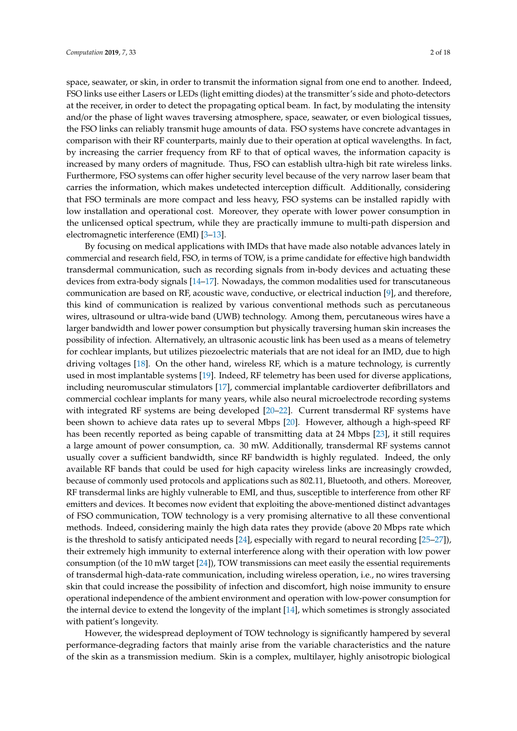space, seawater, or skin, in order to transmit the information signal from one end to another. Indeed, FSO links use either Lasers or LEDs (light emitting diodes) at the transmitter's side and photo-detectors at the receiver, in order to detect the propagating optical beam. In fact, by modulating the intensity and/or the phase of light waves traversing atmosphere, space, seawater, or even biological tissues, the FSO links can reliably transmit huge amounts of data. FSO systems have concrete advantages in comparison with their RF counterparts, mainly due to their operation at optical wavelengths. In fact, by increasing the carrier frequency from RF to that of optical waves, the information capacity is increased by many orders of magnitude. Thus, FSO can establish ultra-high bit rate wireless links. Furthermore, FSO systems can offer higher security level because of the very narrow laser beam that carries the information, which makes undetected interception difficult. Additionally, considering that FSO terminals are more compact and less heavy, FSO systems can be installed rapidly with low installation and operational cost. Moreover, they operate with lower power consumption in the unlicensed optical spectrum, while they are practically immune to multi-path dispersion and electromagnetic interference (EMI) [3–13].

By focusing on medical applications with IMDs that have made also notable advances lately in commercial and research field, FSO, in terms of TOW, is a prime candidate for effective high bandwidth transdermal communication, such as recording signals from in-body devices and actuating these devices from extra-body signals [14–17]. Nowadays, the common modalities used for transcutaneous communication are based on RF, acoustic wave, conductive, or electrical induction [9], and therefore, this kind of communication is realized by various conventional methods such as percutaneous wires, ultrasound or ultra-wide band (UWB) technology. Among them, percutaneous wires have a larger bandwidth and lower power consumption but physically traversing human skin increases the possibility of infection. Alternatively, an ultrasonic acoustic link has been used as a means of telemetry for cochlear implants, but utilizes piezoelectric materials that are not ideal for an IMD, due to high driving voltages [18]. On the other hand, wireless RF, which is a mature technology, is currently used in most implantable systems [19]. Indeed, RF telemetry has been used for diverse applications, including neuromuscular stimulators [17], commercial implantable cardioverter defibrillators and commercial cochlear implants for many years, while also neural microelectrode recording systems with integrated RF systems are being developed [20–22]. Current transdermal RF systems have been shown to achieve data rates up to several Mbps [20]. However, although a high-speed RF has been recently reported as being capable of transmitting data at 24 Mbps [23], it still requires a large amount of power consumption, ca. 30 mW. Additionally, transdermal RF systems cannot usually cover a sufficient bandwidth, since RF bandwidth is highly regulated. Indeed, the only available RF bands that could be used for high capacity wireless links are increasingly crowded, because of commonly used protocols and applications such as 802.11, Bluetooth, and others. Moreover, RF transdermal links are highly vulnerable to EMI, and thus, susceptible to interference from other RF emitters and devices. It becomes now evident that exploiting the above-mentioned distinct advantages of FSO communication, TOW technology is a very promising alternative to all these conventional methods. Indeed, considering mainly the high data rates they provide (above 20 Mbps rate which is the threshold to satisfy anticipated needs [24], especially with regard to neural recording [25–27]), their extremely high immunity to external interference along with their operation with low power consumption (of the 10 mW target [24]), TOW transmissions can meet easily the essential requirements of transdermal high-data-rate communication, including wireless operation, i.e., no wires traversing skin that could increase the possibility of infection and discomfort, high noise immunity to ensure operational independence of the ambient environment and operation with low-power consumption for the internal device to extend the longevity of the implant [14], which sometimes is strongly associated with patient's longevity.

However, the widespread deployment of TOW technology is significantly hampered by several performance-degrading factors that mainly arise from the variable characteristics and the nature of the skin as a transmission medium. Skin is a complex, multilayer, highly anisotropic biological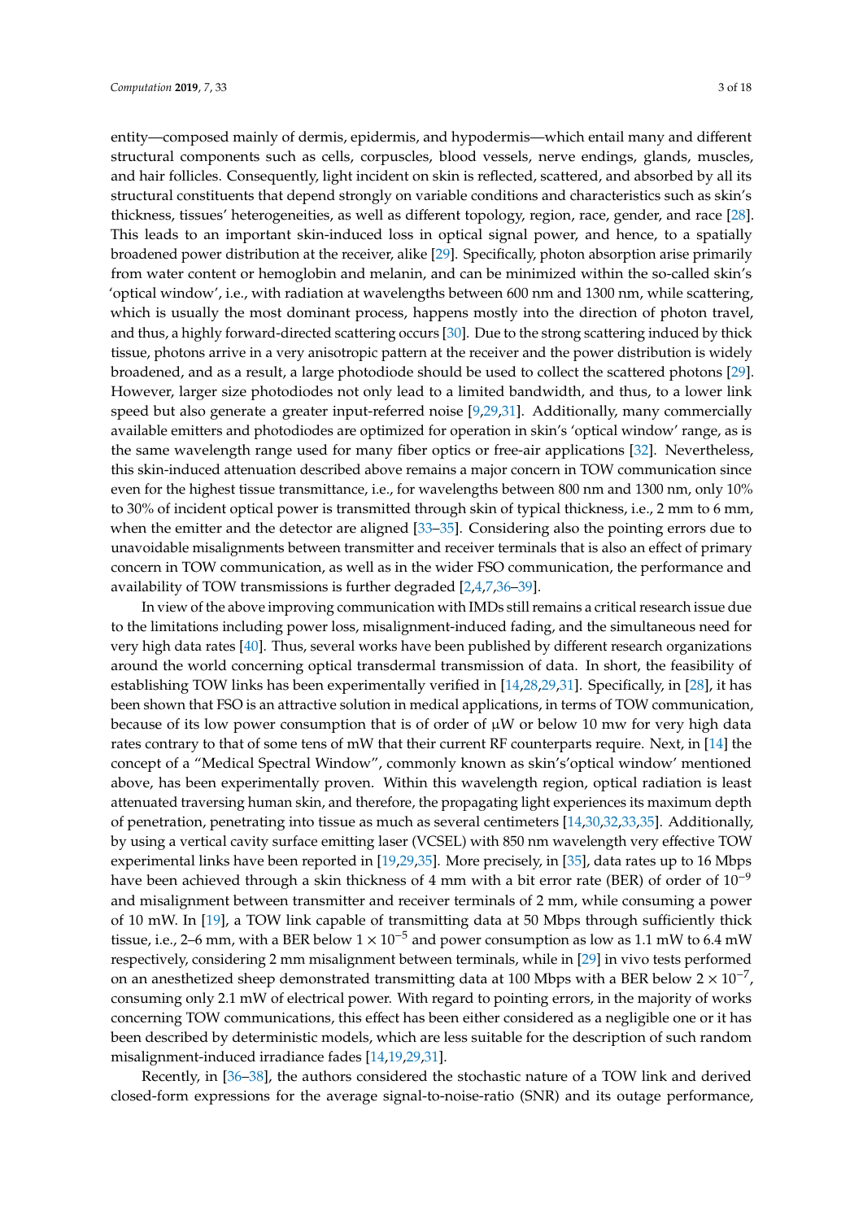entity—composed mainly of dermis, epidermis, and hypodermis—which entail many and different structural components such as cells, corpuscles, blood vessels, nerve endings, glands, muscles, and hair follicles. Consequently, light incident on skin is reflected, scattered, and absorbed by all its structural constituents that depend strongly on variable conditions and characteristics such as skin's thickness, tissues' heterogeneities, as well as different topology, region, race, gender, and race [28]. This leads to an important skin-induced loss in optical signal power, and hence, to a spatially broadened power distribution at the receiver, alike [29]. Specifically, photon absorption arise primarily from water content or hemoglobin and melanin, and can be minimized within the so-called skin's 'optical window', i.e., with radiation at wavelengths between 600 nm and 1300 nm, while scattering, which is usually the most dominant process, happens mostly into the direction of photon travel, and thus, a highly forward-directed scattering occurs [30]. Due to the strong scattering induced by thick tissue, photons arrive in a very anisotropic pattern at the receiver and the power distribution is widely broadened, and as a result, a large photodiode should be used to collect the scattered photons [29]. However, larger size photodiodes not only lead to a limited bandwidth, and thus, to a lower link speed but also generate a greater input-referred noise [9,29,31]. Additionally, many commercially available emitters and photodiodes are optimized for operation in skin's 'optical window' range, as is the same wavelength range used for many fiber optics or free-air applications [32]. Nevertheless, this skin-induced attenuation described above remains a major concern in TOW communication since even for the highest tissue transmittance, i.e., for wavelengths between 800 nm and 1300 nm, only 10% to 30% of incident optical power is transmitted through skin of typical thickness, i.e., 2 mm to 6 mm, when the emitter and the detector are aligned [33–35]. Considering also the pointing errors due to unavoidable misalignments between transmitter and receiver terminals that is also an effect of primary concern in TOW communication, as well as in the wider FSO communication, the performance and availability of TOW transmissions is further degraded [2,4,7,36–39].

In view of the above improving communication with IMDs still remains a critical research issue due to the limitations including power loss, misalignment-induced fading, and the simultaneous need for very high data rates [40]. Thus, several works have been published by different research organizations around the world concerning optical transdermal transmission of data. In short, the feasibility of establishing TOW links has been experimentally verified in [14,28,29,31]. Specifically, in [28], it has been shown that FSO is an attractive solution in medical applications, in terms of TOW communication, because of its low power consumption that is of order of μW or below 10 mw for very high data rates contrary to that of some tens of mW that their current RF counterparts require. Next, in [14] the concept of a "Medical Spectral Window", commonly known as skin's'optical window' mentioned above, has been experimentally proven. Within this wavelength region, optical radiation is least attenuated traversing human skin, and therefore, the propagating light experiences its maximum depth of penetration, penetrating into tissue as much as several centimeters [14,30,32,33,35]. Additionally, by using a vertical cavity surface emitting laser (VCSEL) with 850 nm wavelength very effective TOW experimental links have been reported in [19,29,35]. More precisely, in [35], data rates up to 16 Mbps have been achieved through a skin thickness of 4 mm with a bit error rate (BER) of order of $10^{-9}$ and misalignment between transmitter and receiver terminals of 2 mm, while consuming a power of 10 mW. In [19], a TOW link capable of transmitting data at 50 Mbps through sufficiently thick tissue, i.e., 2–6 mm, with a BER below $1 \times 10^{-5}$ and power consumption as low as 1.1 mW to 6.4 mW respectively, considering 2 mm misalignment between terminals, while in [29] in vivo tests performed on an anesthetized sheep demonstrated transmitting data at 100 Mbps with a BER below $2 \times 10^{-7}$, consuming only 2.1 mW of electrical power. With regard to pointing errors, in the majority of works concerning TOW communications, this effect has been either considered as a negligible one or it has been described by deterministic models, which are less suitable for the description of such random misalignment-induced irradiance fades [14,19,29,31].

Recently, in [36–38], the authors considered the stochastic nature of a TOW link and derived closed-form expressions for the average signal-to-noise-ratio (SNR) and its outage performance,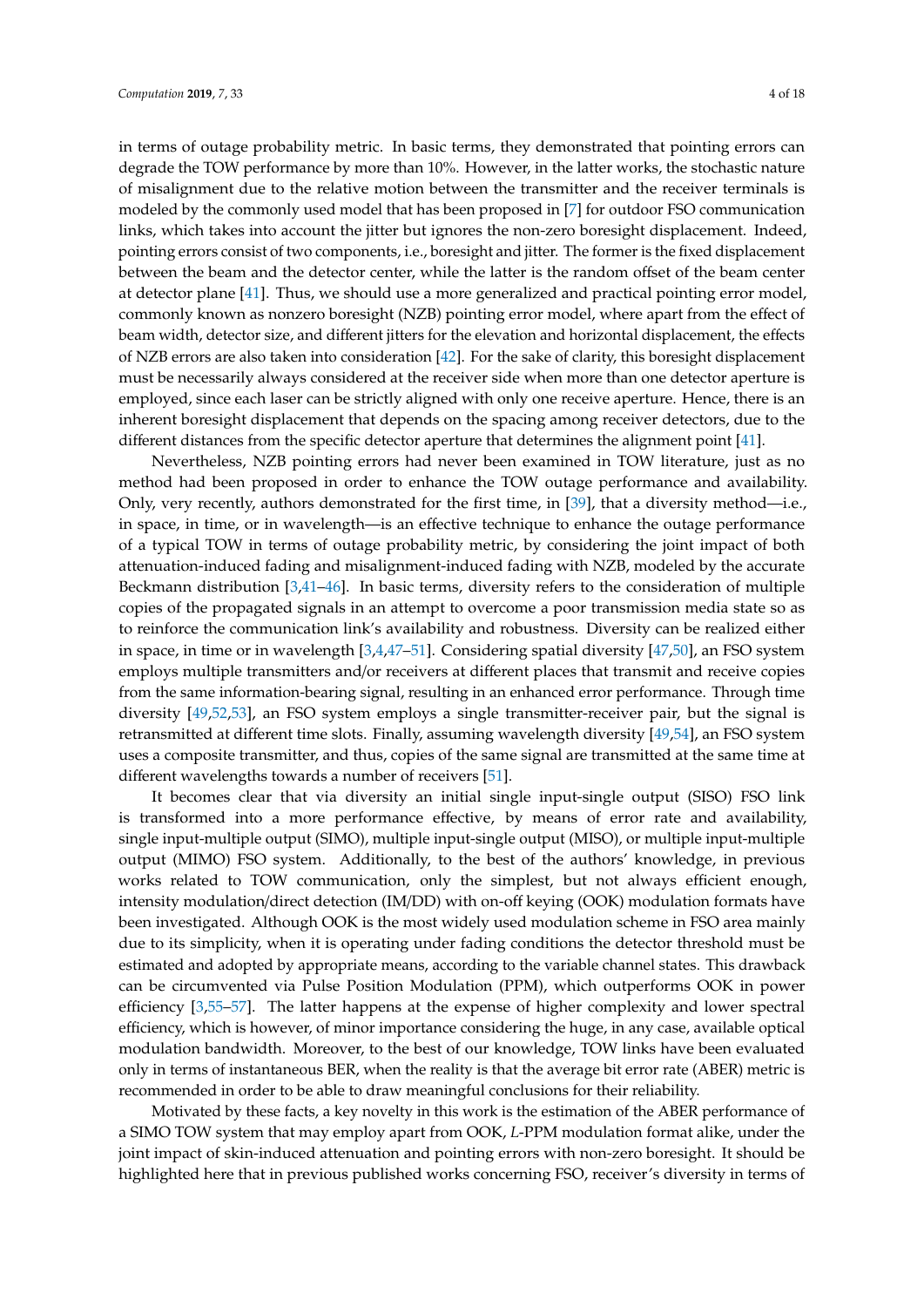in terms of outage probability metric. In basic terms, they demonstrated that pointing errors can degrade the TOW performance by more than 10%. However, in the latter works, the stochastic nature of misalignment due to the relative motion between the transmitter and the receiver terminals is modeled by the commonly used model that has been proposed in [7] for outdoor FSO communication links, which takes into account the jitter but ignores the non-zero boresight displacement. Indeed, pointing errors consist of two components, i.e., boresight and jitter. The former is the fixed displacement between the beam and the detector center, while the latter is the random offset of the beam center at detector plane [41]. Thus, we should use a more generalized and practical pointing error model, commonly known as nonzero boresight (NZB) pointing error model, where apart from the effect of beam width, detector size, and different jitters for the elevation and horizontal displacement, the effects of NZB errors are also taken into consideration [42]. For the sake of clarity, this boresight displacement must be necessarily always considered at the receiver side when more than one detector aperture is employed, since each laser can be strictly aligned with only one receive aperture. Hence, there is an inherent boresight displacement that depends on the spacing among receiver detectors, due to the different distances from the specific detector aperture that determines the alignment point [41].

Nevertheless, NZB pointing errors had never been examined in TOW literature, just as no method had been proposed in order to enhance the TOW outage performance and availability. Only, very recently, authors demonstrated for the first time, in [39], that a diversity method—i.e., in space, in time, or in wavelength—is an effective technique to enhance the outage performance of a typical TOW in terms of outage probability metric, by considering the joint impact of both attenuation-induced fading and misalignment-induced fading with NZB, modeled by the accurate Beckmann distribution [3,41–46]. In basic terms, diversity refers to the consideration of multiple copies of the propagated signals in an attempt to overcome a poor transmission media state so as to reinforce the communication link's availability and robustness. Diversity can be realized either in space, in time or in wavelength [3,4,47–51]. Considering spatial diversity [47,50], an FSO system employs multiple transmitters and/or receivers at different places that transmit and receive copies from the same information-bearing signal, resulting in an enhanced error performance. Through time diversity [49,52,53], an FSO system employs a single transmitter-receiver pair, but the signal is retransmitted at different time slots. Finally, assuming wavelength diversity [49,54], an FSO system uses a composite transmitter, and thus, copies of the same signal are transmitted at the same time at different wavelengths towards a number of receivers [51].

It becomes clear that via diversity an initial single input-single output (SISO) FSO link is transformed into a more performance effective, by means of error rate and availability, single input-multiple output (SIMO), multiple input-single output (MISO), or multiple input-multiple output (MIMO) FSO system. Additionally, to the best of the authors' knowledge, in previous works related to TOW communication, only the simplest, but not always efficient enough, intensity modulation/direct detection (IM/DD) with on-off keying (OOK) modulation formats have been investigated. Although OOK is the most widely used modulation scheme in FSO area mainly due to its simplicity, when it is operating under fading conditions the detector threshold must be estimated and adopted by appropriate means, according to the variable channel states. This drawback can be circumvented via Pulse Position Modulation (PPM), which outperforms OOK in power efficiency [3,55–57]. The latter happens at the expense of higher complexity and lower spectral efficiency, which is however, of minor importance considering the huge, in any case, available optical modulation bandwidth. Moreover, to the best of our knowledge, TOW links have been evaluated only in terms of instantaneous BER, when the reality is that the average bit error rate (ABER) metric is recommended in order to be able to draw meaningful conclusions for their reliability.

Motivated by these facts, a key novelty in this work is the estimation of the ABER performance of a SIMO TOW system that may employ apart from OOK, $L$-PPM modulation format alike, under the joint impact of skin-induced attenuation and pointing errors with non-zero boresight. It should be highlighted here that in previous published works concerning FSO, receiver's diversity in terms of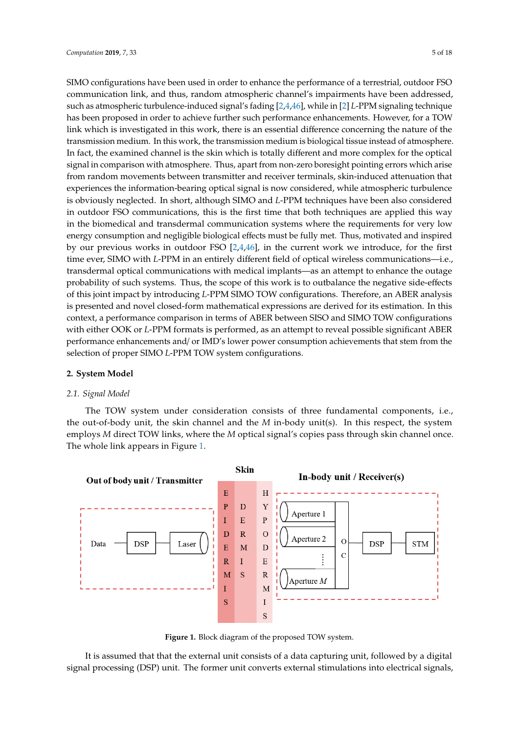SIMO configurations have been used in order to enhance the performance of a terrestrial, outdoor FSO communication link, and thus, random atmospheric channel's impairments have been addressed, such as atmospheric turbulence-induced signal's fading [2,4,46], while in [2] $L$-PPM signaling technique has been proposed in order to achieve further such performance enhancements. However, for a TOW link which is investigated in this work, there is an essential difference concerning the nature of the transmission medium. In this work, the transmission medium is biological tissue instead of atmosphere. In fact, the examined channel is the skin which is totally different and more complex for the optical signal in comparison with atmosphere. Thus, apart from non-zero boresight pointing errors which arise from random movements between transmitter and receiver terminals, skin-induced attenuation that experiences the information-bearing optical signal is now considered, while atmospheric turbulence is obviously neglected. In short, although SIMO and $L$-PPM techniques have been also considered in outdoor FSO communications, this is the first time that both techniques are applied this way in the biomedical and transdermal communication systems where the requirements for very low energy consumption and negligible biological effects must be fully met. Thus, motivated and inspired by our previous works in outdoor FSO [2,4,46], in the current work we introduce, for the first time ever, SIMO with $L$-PPM in an entirely different field of optical wireless communications—i.e., transdermal optical communications with medical implants—as an attempt to enhance the outage probability of such systems. Thus, the scope of this work is to outbalance the negative side-effects of this joint impact by introducing $L$-PPM SIMO TOW configurations. Therefore, an ABER analysis is presented and novel closed-form mathematical expressions are derived for its estimation. In this context, a performance comparison in terms of ABER between SISO and SIMO TOW configurations with either OOK or $L$-PPM formats is performed, as an attempt to reveal possible significant ABER performance enhancements and/ or IMD's lower power consumption achievements that stem from the selection of proper SIMO $L$-PPM TOW system configurations.

## 2. System Model

### 2.1. Signal Model

The TOW system under consideration consists of three fundamental components, i.e., the out-of-body unit, the skin channel and the $M$ in-body unit(s). In this respect, the system employs $M$ direct TOW links, where the $M$ optical signal's copies pass through skin channel once. The whole link appears in Figure 1.

**Figure 1.** Block diagram of the proposed TOW system.

It is assumed that that the external unit consists of a data capturing unit, followed by a digital signal processing (DSP) unit. The former unit converts external stimulations into electrical signals,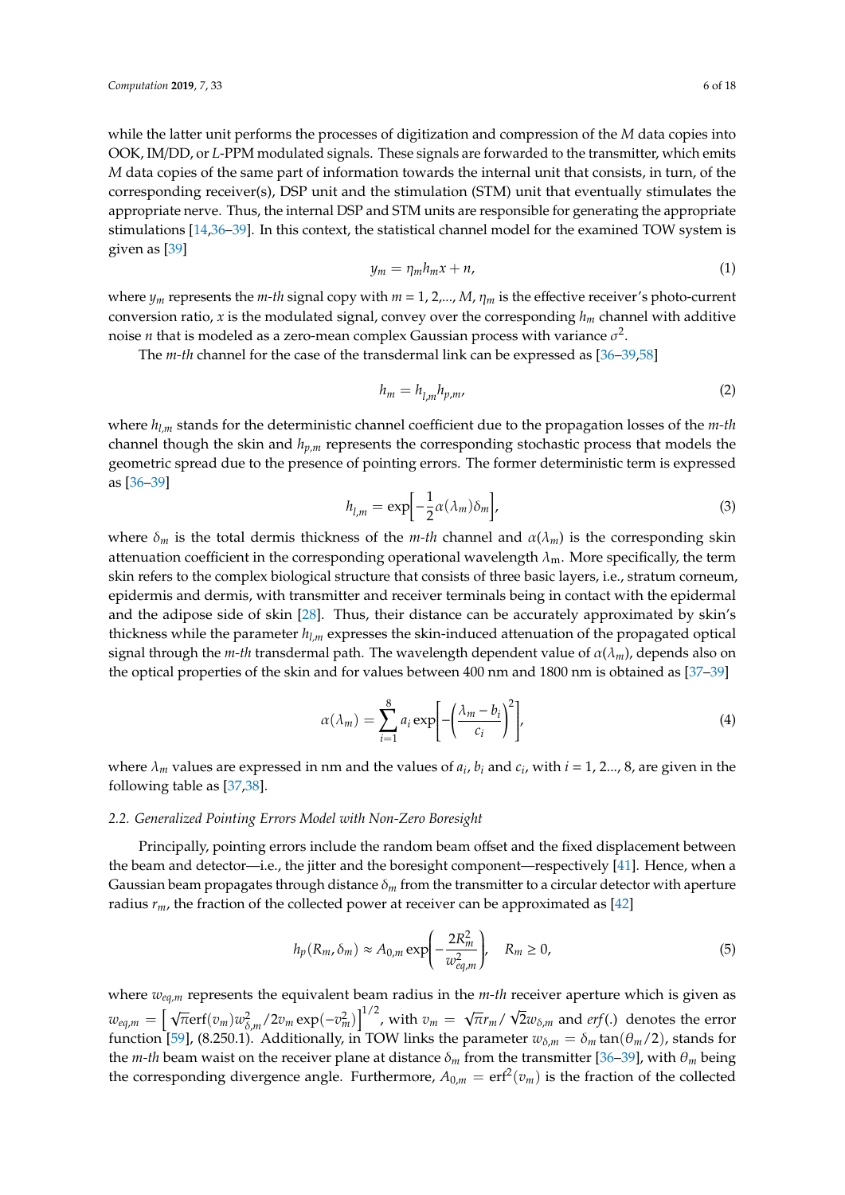while the latter unit performs the processes of digitization and compression of the $M$ data copies into OOK, IM/DD, or $L$-PPM modulated signals. These signals are forwarded to the transmitter, which emits $M$ data copies of the same part of information towards the internal unit that consists, in turn, of the corresponding receiver(s), DSP unit and the stimulation (STM) unit that eventually stimulates the appropriate nerve. Thus, the internal DSP and STM units are responsible for generating the appropriate stimulations [14,36–39]. In this context, the statistical channel model for the examined TOW system is given as [39]

$$y_m = \eta_m h_m x + n, \tag{1}$$

where $y_m$ represents the $m$-$th$ signal copy with $m = 1, 2,..., M$, $\eta_m$ is the effective receiver's photo-current conversion ratio, $x$ is the modulated signal, convey over the corresponding $h_m$ channel with additive noise $n$ that is modeled as a zero-mean complex Gaussian process with variance $\sigma^2$.

The $m$-$th$ channel for the case of the transdermal link can be expressed as [36–39,58]

$$h_m = h_{l,m} h_{p,m}, \tag{2}$$

where $h_{l,m}$ stands for the deterministic channel coefficient due to the propagation losses of the $m$-$th$ channel though the skin and $h_{p,m}$ represents the corresponding stochastic process that models the geometric spread due to the presence of pointing errors. The former deterministic term is expressed as [36–39]

$$h_{l,m} = \exp\left[-\frac{1}{2}\alpha(\lambda_m)\delta_m\right], \tag{3}$$

where $\delta_m$ is the total dermis thickness of the $m$-$th$ channel and $\alpha(\lambda_m)$ is the corresponding skin attenuation coefficient in the corresponding operational wavelength $\lambda_{\text{m}}$. More specifically, the term skin refers to the complex biological structure that consists of three basic layers, i.e., stratum corneum, epidermis and dermis, with transmitter and receiver terminals being in contact with the epidermal and the adipose side of skin [28]. Thus, their distance can be accurately approximated by skin's thickness while the parameter $h_{l,m}$ expresses the skin-induced attenuation of the propagated optical signal through the $m$-$th$ transdermal path. The wavelength dependent value of $\alpha(\lambda_m)$, depends also on the optical properties of the skin and for values between 400 nm and 1800 nm is obtained as [37–39]

$$\alpha(\lambda_m) = \sum_{i=1}^{8} a_i \exp\left[-\left(\frac{\lambda_m - b_i}{c_i}\right)^2\right], \tag{4}$$

where $\lambda_m$ values are expressed in nm and the values of $a_i$, $b_i$ and $c_i$, with $i = 1, 2..., 8$, are given in the following table as [37,38].

### 2.2. Generalized Pointing Errors Model with Non-Zero Boresight

Principally, pointing errors include the random beam offset and the fixed displacement between the beam and detector—i.e., the jitter and the boresight component—respectively [41]. Hence, when a Gaussian beam propagates through distance $\delta_m$ from the transmitter to a circular detector with aperture radius $r_m$, the fraction of the collected power at receiver can be approximated as [42]

$$h_p(R_m, \delta_m) \approx A_{0,m} \exp\left(-\frac{2R_m^2}{w_{eq,m}^2}\right), \quad R_m \geq 0, \tag{5}$$

where $w_{eq,m}$ represents the equivalent beam radius in the $m$-$th$ receiver aperture which is given as $w_{eq,m} = \left[\sqrt{\pi}\text{erf}(v_m) w_{\delta,m}^2 / 2v_m \exp(-v_m^2)\right]^{1/2}$, with $v_m = \sqrt{\pi} r_m / \sqrt{2} w_{\delta,m}$ and $erf(.)$ denotes the error function [59], (8.250.1). Additionally, in TOW links the parameter $w_{\delta,m} = \delta_m \tan(\theta_m/2)$, stands for the $m$-$th$ beam waist on the receiver plane at distance $\delta_m$ from the transmitter [36–39], with $\theta_m$ being the corresponding divergence angle. Furthermore, $A_{0,m} = \text{erf}^2(v_m)$ is the fraction of the collected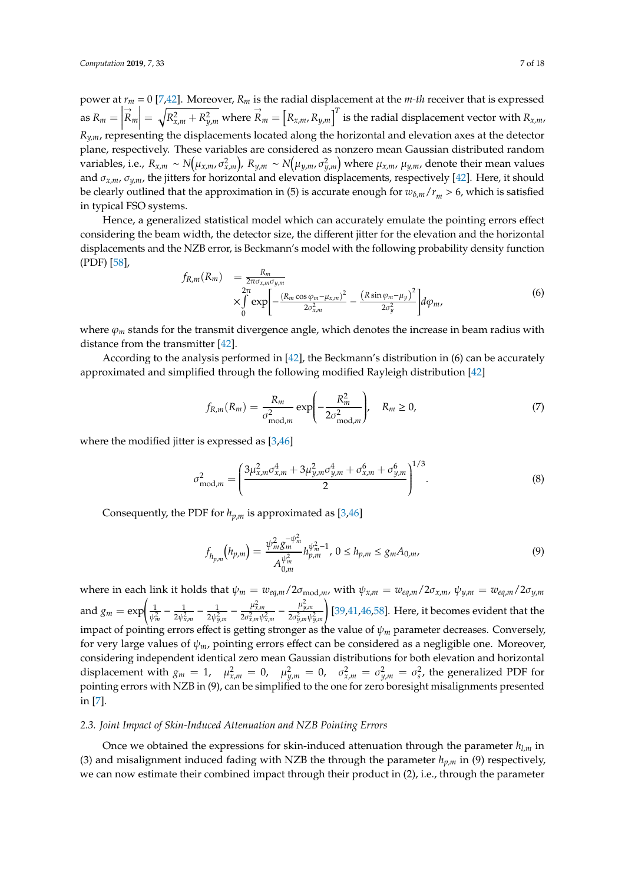power at $r_m = 0$ [7,42]. Moreover, $R_m$ is the radial displacement at the *m-th* receiver that is expressed as $R_m = \left|\vec{R}_m\right| = \sqrt{R_{x,m}^2 + R_{y,m}^2}$ where $\vec{R}_m = \left[R_{x,m}, R_{y,m}\right]^T$ is the radial displacement vector with $R_{x,m}$, $R_{y,m}$, representing the displacements located along the horizontal and elevation axes at the detector plane, respectively. These variables are considered as nonzero mean Gaussian distributed random variables, i.e., $R_{x,m} \sim N\left(\mu_{x,m}, \sigma_{x,m}^2\right)$, $R_{y,m} \sim N\left(\mu_{y,m}, \sigma_{y,m}^2\right)$ where $\mu_{x,m}$, $\mu_{y,m}$, denote their mean values and $\sigma_{x,m}$, $\sigma_{y,m}$, the jitters for horizontal and elevation displacements, respectively [42]. Here, it should be clearly outlined that the approximation in (5) is accurate enough for $w_{\delta,m}/r_m > 6$, which is satisfied in typical FSO systems.

Hence, a generalized statistical model which can accurately emulate the pointing errors effect considering the beam width, the detector size, the different jitter for the elevation and the horizontal displacements and the NZB error, is Beckmann's model with the following probability density function (PDF) [58],

$$
\begin{aligned}
f_{R,m}(R_m) &= \frac{R_m}{2\pi\sigma_{x,m}\sigma_{y,m}} \\
&\times \int_0^{2\pi} \exp\left[-\frac{\left(R_m\cos\varphi_m - \mu_{x,m}\right)^2}{2\sigma_{x,m}^2} - \frac{\left(R\sin\varphi_m - \mu_y\right)^2}{2\sigma_y^2}\right] d\varphi_m,
\end{aligned}
\tag{6}
$$

where $\varphi_m$ stands for the transmit divergence angle, which denotes the increase in beam radius with distance from the transmitter [42].

According to the analysis performed in [42], the Beckmann's distribution in (6) can be accurately approximated and simplified through the following modified Rayleigh distribution [42]

$$
f_{R,m}(R_m) = \frac{R_m}{\sigma_{\text{mod},m}^2} \exp\left(-\frac{R_m^2}{2\sigma_{\text{mod},m}^2}\right), \quad R_m \geq 0,
\tag{7}
$$

where the modified jitter is expressed as [3,46]

$$
\sigma_{\text{mod},m}^2 = \left(\frac{3\mu_{x,m}^2\sigma_{x,m}^4 + 3\mu_{y,m}^2\sigma_{y,m}^4 + \sigma_{x,m}^6 + \sigma_{y,m}^6}{2}\right)^{1/3}.
\tag{8}
$$

Consequently, the PDF for $h_{p,m}$ is approximated as [3,46]

$$
f_{h_{p,m}}\left(h_{p,m}\right) = \frac{\psi_m^2 g_m^{-\psi_m^2}}{A_{0,m}^{\psi_m^2}} h_{p,m}^{\psi_m^2 - 1}, \; 0 \leq h_{p,m} \leq g_m A_{0,m},
\tag{9}
$$

where in each link it holds that $\psi_m = w_{eq,m}/2\sigma_{\text{mod},m}$, with $\psi_{x,m} = w_{eq,m}/2\sigma_{x,m}$, $\psi_{y,m} = w_{eq,m}/2\sigma_{y,m}$ and $g_m = \exp\left(\frac{1}{\psi_m^2} - \frac{1}{2\psi_{x,m}^2} - \frac{1}{2\psi_{y,m}^2} - \frac{\mu_{x,m}^2}{2\sigma_{x,m}^2\psi_{x,m}^2} - \frac{\mu_{y,m}^2}{2\sigma_{y,m}^2\psi_{y,m}^2}\right)$ [39,41,46,58]. Here, it becomes evident that the impact of pointing errors effect is getting stronger as the value of $\psi_m$ parameter decreases. Conversely, for very large values of $\psi_m$, pointing errors effect can be considered as a negligible one. Moreover, considering independent identical zero mean Gaussian distributions for both elevation and horizontal displacement with $g_m = 1$, $\mu_{x,m}^2 = 0$, $\mu_{y,m}^2 = 0$, $\sigma_{x,m}^2 = \sigma_{y,m}^2 = \sigma_s^2$, the generalized PDF for pointing errors with NZB in (9), can be simplified to the one for zero boresight misalignments presented in [7].

### *2.3. Joint Impact of Skin-Induced Attenuation and NZB Pointing Errors*

Once we obtained the expressions for skin-induced attenuation through the parameter $h_{l,m}$ in (3) and misalignment induced fading with NZB the through the parameter $h_{p,m}$ in (9) respectively, we can now estimate their combined impact through their product in (2), i.e., through the parameter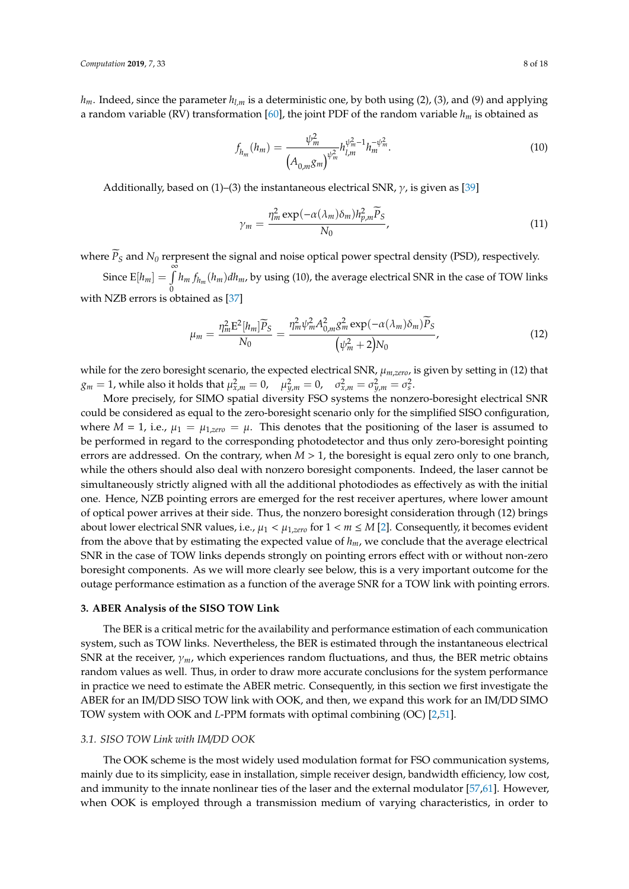$h_m$. Indeed, since the parameter $h_{l,m}$ is a deterministic one, by both using (2), (3), and (9) and applying a random variable (RV) transformation [60], the joint PDF of the random variable $h_m$ is obtained as

$$f_{h_m}(h_m) = \frac{\psi_m^2}{\left(A_{0,m} g_m\right)^{\psi_m^2}} h_{l,m}^{\psi_m^2 - 1} h_m^{-\psi_m^2}. \tag{10}$$

Additionally, based on (1)–(3) the instantaneous electrical SNR, $\gamma$, is given as [39]

$$\gamma_m = \frac{\eta_m^2 \exp(-\alpha(\lambda_m)\delta_m) h_{p,m}^2 \widetilde{P}_S}{N_0}, \tag{11}$$

where $\widetilde{P}_S$ and $N_0$ rerpresent the signal and noise optical power spectral density (PSD), respectively.

Since $\mathrm{E}[h_m] = \int_0^\infty h_m f_{h_m}(h_m) dh_m$, by using (10), the average electrical SNR in the case of TOW links with NZB errors is obtained as [37]

$$\mu_m = \frac{\eta_m^2 \mathrm{E}^2[h_m] \widetilde{P}_S}{N_0} = \frac{\eta_m^2 \psi_m^2 A_{0,m}^2 g_m^2 \exp(-\alpha(\lambda_m)\delta_m) \widetilde{P}_S}{\left(\psi_m^2 + 2\right) N_0}, \tag{12}$$

while for the zero boresight scenario, the expected electrical SNR, $\mu_{m,zero}$, is given by setting in (12) that $g_m = 1$, while also it holds that $\mu_{x,m}^2 = 0$, $\quad \mu_{y,m}^2 = 0$, $\quad \sigma_{x,m}^2 = \sigma_{y,m}^2 = \sigma_s^2$.

More precisely, for SIMO spatial diversity FSO systems the nonzero-boresight electrical SNR could be considered as equal to the zero-boresight scenario only for the simplified SISO configuration, where $M = 1$, i.e., $\mu_1 = \mu_{1,zero} = \mu$. This denotes that the positioning of the laser is assumed to be performed in regard to the corresponding photodetector and thus only zero-boresight pointing errors are addressed. On the contrary, when $M > 1$, the boresight is equal zero only to one branch, while the others should also deal with nonzero boresight components. Indeed, the laser cannot be simultaneously strictly aligned with all the additional photodiodes as effectively as with the initial one. Hence, NZB pointing errors are emerged for the rest receiver apertures, where lower amount of optical power arrives at their side. Thus, the nonzero boresight consideration through (12) brings about lower electrical SNR values, i.e., $\mu_1 < \mu_{1,zero}$ for $1 < m \leq M$ [2]. Consequently, it becomes evident from the above that by estimating the expected value of $h_m$, we conclude that the average electrical SNR in the case of TOW links depends strongly on pointing errors effect with or without non-zero boresight components. As we will more clearly see below, this is a very important outcome for the outage performance estimation as a function of the average SNR for a TOW link with pointing errors.

## 3. ABER Analysis of the SISO TOW Link

The BER is a critical metric for the availability and performance estimation of each communication system, such as TOW links. Nevertheless, the BER is estimated through the instantaneous electrical SNR at the receiver, $\gamma_m$, which experiences random fluctuations, and thus, the BER metric obtains random values as well. Thus, in order to draw more accurate conclusions for the system performance in practice we need to estimate the ABER metric. Consequently, in this section we first investigate the ABER for an IM/DD SISO TOW link with OOK, and then, we expand this work for an IM/DD SIMO TOW system with OOK and $L$-PPM formats with optimal combining (OC) [2,51].

### 3.1. SISO TOW Link with IM/DD OOK

The OOK scheme is the most widely used modulation format for FSO communication systems, mainly due to its simplicity, ease in installation, simple receiver design, bandwidth efficiency, low cost, and immunity to the innate nonlinear ties of the laser and the external modulator [57,61]. However, when OOK is employed through a transmission medium of varying characteristics, in order to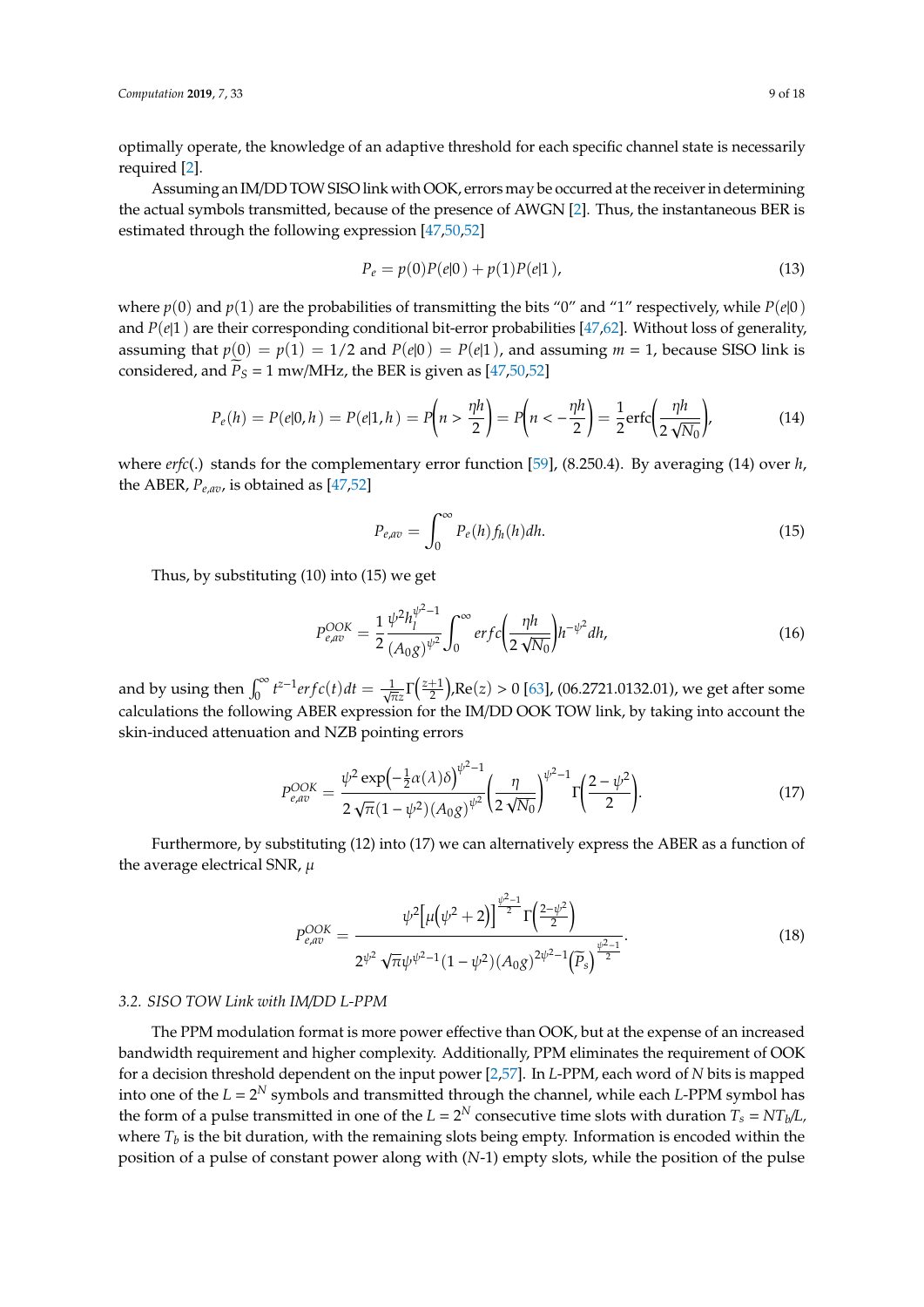optimally operate, the knowledge of an adaptive threshold for each specific channel state is necessarily required [2].

Assuming an IM/DD TOW SISO link with OOK, errors may be occurred at the receiver in determining the actual symbols transmitted, because of the presence of AWGN [2]. Thus, the instantaneous BER is estimated through the following expression [47,50,52]

$$P_e = p(0)P(e|0) + p(1)P(e|1), \tag{13}$$

where $p(0)$ and $p(1)$ are the probabilities of transmitting the bits "0" and "1" respectively, while $P(e|0)$ and $P(e|1)$ are their corresponding conditional bit-error probabilities [47,62]. Without loss of generality, assuming that $p(0) = p(1) = 1/2$ and $P(e|0) = P(e|1)$, and assuming $m = 1$, because SISO link is considered, and $\widetilde{P}_S = 1$ mw/MHz, the BER is given as [47,50,52]

$$P_e(h) = P(e|0,h) = P(e|1,h) = P\left(n > \frac{\eta h}{2}\right) = P\left(n < -\frac{\eta h}{2}\right) = \frac{1}{2}\mathrm{erfc}\left(\frac{\eta h}{2\sqrt{N_0}}\right), \tag{14}$$

where $erfc(.)$ stands for the complementary error function [59], (8.250.4). By averaging (14) over $h$, the ABER, $P_{e,av}$, is obtained as [47,52]

$$P_{e,av} = \int_0^\infty P_e(h) f_h(h) dh. \tag{15}$$

Thus, by substituting (10) into (15) we get

$$P_{e,av}^{OOK} = \frac{1}{2}\frac{\psi^2 h_l^{\psi^2-1}}{(A_0 g)^{\psi^2}} \int_0^\infty erfc\left(\frac{\eta h}{2\sqrt{N_0}}\right) h^{-\psi^2} dh, \tag{16}$$

and by using then $\int_0^\infty t^{z-1} erfc(t) dt = \frac{1}{\sqrt{\pi} z}\Gamma\left(\frac{z+1}{2}\right)$, $\mathrm{Re}(z) > 0$ [63], (06.2721.0132.01), we get after some calculations the following ABER expression for the IM/DD OOK TOW link, by taking into account the skin-induced attenuation and NZB pointing errors

$$P_{e,av}^{OOK} = \frac{\psi^2 \exp\left(-\frac{1}{2}\alpha(\lambda)\delta\right)^{\psi^2-1}}{2\sqrt{\pi}(1-\psi^2)(A_0 g)^{\psi^2}} \left(\frac{\eta}{2\sqrt{N_0}}\right)^{\psi^2-1} \Gamma\left(\frac{2-\psi^2}{2}\right). \tag{17}$$

Furthermore, by substituting (12) into (17) we can alternatively express the ABER as a function of the average electrical SNR, $\mu$

$$P_{e,av}^{OOK} = \frac{\psi^2\left[\mu\left(\psi^2+2\right)\right]^{\frac{\psi^2-1}{2}} \Gamma\left(\frac{2-\psi^2}{2}\right)}{2^{\psi^2}\sqrt{\pi}\psi^{\psi^2-1}(1-\psi^2)(A_0 g)^{2\psi^2-1}\left(\widetilde{P}_s\right)^{\frac{\psi^2-1}{2}}}. \tag{18}$$

### 3.2. SISO TOW Link with IM/DD L-PPM

The PPM modulation format is more power effective than OOK, but at the expense of an increased bandwidth requirement and higher complexity. Additionally, PPM eliminates the requirement of OOK for a decision threshold dependent on the input power [2,57]. In $L$-PPM, each word of $N$ bits is mapped into one of the $L = 2^N$ symbols and transmitted through the channel, while each $L$-PPM symbol has the form of a pulse transmitted in one of the $L = 2^N$ consecutive time slots with duration $T_s = NT_b/L$, where $T_b$ is the bit duration, with the remaining slots being empty. Information is encoded within the position of a pulse of constant power along with ($N$-1) empty slots, while the position of the pulse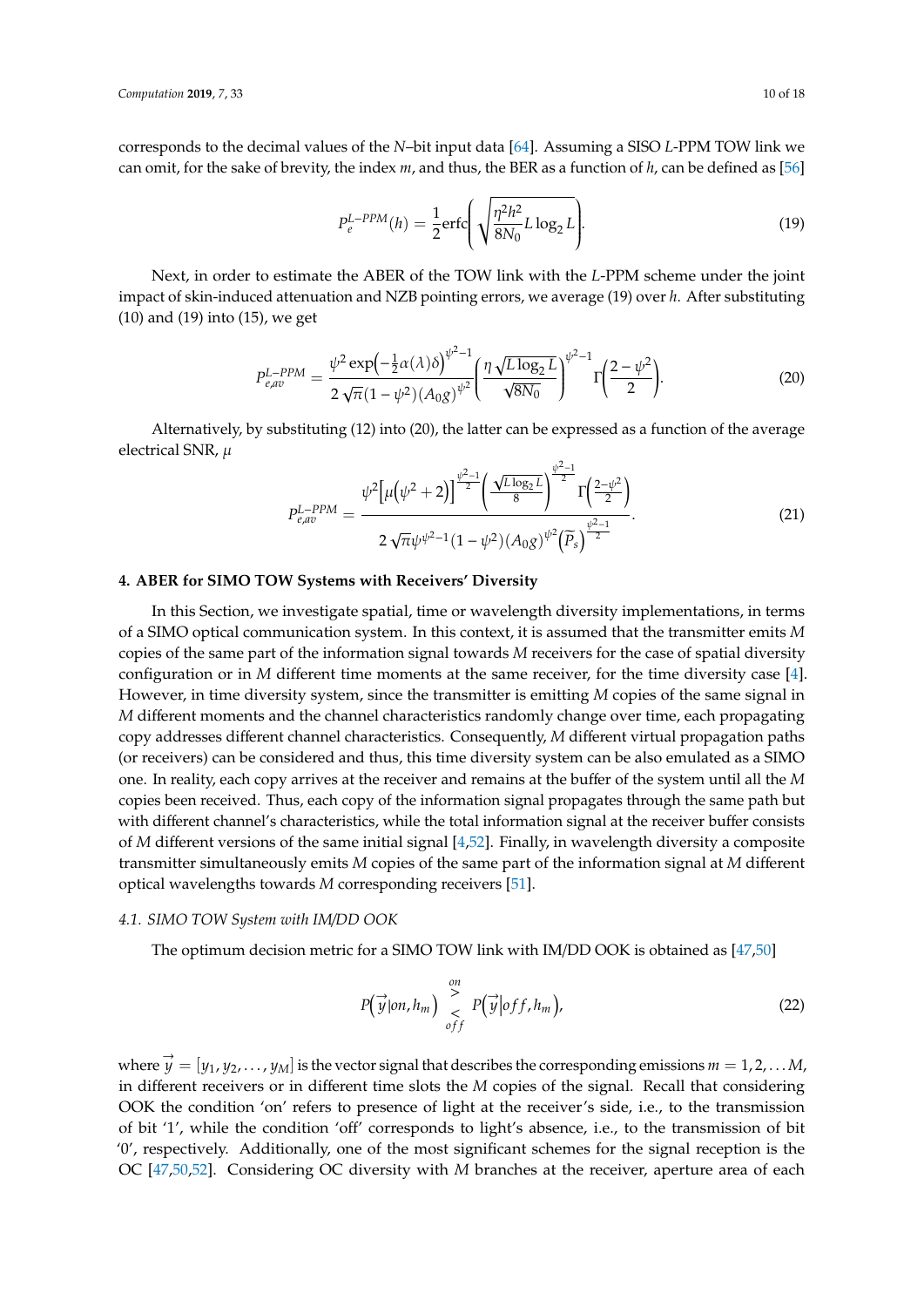corresponds to the decimal values of the $N$–bit input data [64]. Assuming a SISO $L$-PPM TOW link we can omit, for the sake of brevity, the index $m$, and thus, the BER as a function of $h$, can be defined as [56]

$$P_e^{L-PPM}(h) = \frac{1}{2}\mathrm{erfc}\left(\sqrt{\frac{\eta^2 h^2}{8N_0} L \log_2 L}\right). \tag{19}$$

Next, in order to estimate the ABER of the TOW link with the $L$-PPM scheme under the joint impact of skin-induced attenuation and NZB pointing errors, we average (19) over $h$. After substituting (10) and (19) into (15), we get

$$P_{e,av}^{L-PPM} = \frac{\psi^2 \exp\left(-\frac{1}{2}\alpha(\lambda)\delta\right)^{\psi^2-1}}{2\sqrt{\pi}(1-\psi^2)(A_0 g)^{\psi^2}} \left(\frac{\eta\sqrt{L\log_2 L}}{\sqrt{8N_0}}\right)^{\psi^2-1} \Gamma\left(\frac{2-\psi^2}{2}\right). \tag{20}$$

Alternatively, by substituting (12) into (20), the latter can be expressed as a function of the average electrical SNR, $\mu$

$$P_{e,av}^{L-PPM} = \frac{\psi^2\left[\mu\left(\psi^2+2\right)\right]^{\frac{\psi^2-1}{2}} \left(\frac{\sqrt{L\log_2 L}}{8}\right)^{\frac{\psi^2-1}{2}} \Gamma\left(\frac{2-\psi^2}{2}\right)}{2\sqrt{\pi}\psi^{\psi^2-1}(1-\psi^2)(A_0 g)^{\psi^2}\left(\widetilde{P}_s\right)^{\frac{\psi^2-1}{2}}}. \tag{21}$$

## 4. ABER for SIMO TOW Systems with Receivers' Diversity

In this Section, we investigate spatial, time or wavelength diversity implementations, in terms of a SIMO optical communication system. In this context, it is assumed that the transmitter emits $M$ copies of the same part of the information signal towards $M$ receivers for the case of spatial diversity configuration or in $M$ different time moments at the same receiver, for the time diversity case [4]. However, in time diversity system, since the transmitter is emitting $M$ copies of the same signal in $M$ different moments and the channel characteristics randomly change over time, each propagating copy addresses different channel characteristics. Consequently, $M$ different virtual propagation paths (or receivers) can be considered and thus, this time diversity system can be also emulated as a SIMO one. In reality, each copy arrives at the receiver and remains at the buffer of the system until all the $M$ copies been received. Thus, each copy of the information signal propagates through the same path but with different channel's characteristics, while the total information signal at the receiver buffer consists of $M$ different versions of the same initial signal [4,52]. Finally, in wavelength diversity a composite transmitter simultaneously emits $M$ copies of the same part of the information signal at $M$ different optical wavelengths towards $M$ corresponding receivers [51].

### 4.1. SIMO TOW System with IM/DD OOK

The optimum decision metric for a SIMO TOW link with IM/DD OOK is obtained as [47,50]

$$P\left(\vec{y}|on, h_m\right) \underset{off}{\overset{on}{\gtrless}} P\left(\vec{y}|off, h_m\right), \tag{22}$$

where $\vec{y} = [y_1, y_2, \ldots, y_M]$ is the vector signal that describes the corresponding emissions $m = 1, 2, \ldots M$, in different receivers or in different time slots the $M$ copies of the signal. Recall that considering OOK the condition 'on' refers to presence of light at the receiver's side, i.e., to the transmission of bit '1', while the condition 'off' corresponds to light's absence, i.e., to the transmission of bit '0', respectively. Additionally, one of the most significant schemes for the signal reception is the OC [47,50,52]. Considering OC diversity with $M$ branches at the receiver, aperture area of each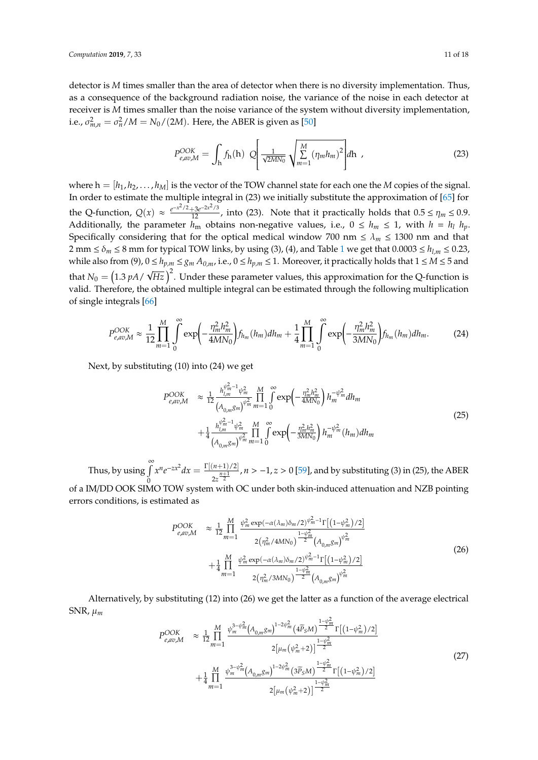detector is $M$ times smaller than the area of detector when there is no diversity implementation. Thus, as a consequence of the background radiation noise, the variance of the noise in each detector at receiver is $M$ times smaller than the noise variance of the system without diversity implementation, i.e., $\sigma_{m,n}^2 = \sigma_n^2/M = N_0/(2M)$. Here, the ABER is given as [50]

$$P_{e,av,M}^{OOK} = \int_{\mathrm{h}} f_{\mathrm{h}}(\mathrm{h}) \; Q\left[ \frac{1}{\sqrt{2MN_0}} \sqrt{\sum_{m=1}^{M} (\eta_m h_m)^2} \right] d\mathrm{h} \;, \tag{23}$$

where $\mathrm{h} = [h_1, h_2, \ldots, h_M]$ is the vector of the TOW channel state for each one the $M$ copies of the signal. In order to estimate the multiple integral in (23) we initially substitute the approximation of [65] for the Q-function, $Q(x) \approx \frac{e^{-x^2/2} + 3e^{-2x^2/3}}{12}$, into (23). Note that it practically holds that $0.5 \leq \eta_m \leq 0.9$. Additionally, the parameter $h_{\mathrm{m}}$ obtains non-negative values, i.e., $0 \leq h_m \leq 1$, with $h = h_l \; h_p$. Specifically considering that for the optical medical window 700 nm $\leq \lambda_m \leq$ 1300 nm and that 2 mm $\leq \delta_m \leq$ 8 mm for typical TOW links, by using (3), (4), and Table 1 we get that $0.0003 \leq h_{l,m} \leq 0.23$, while also from (9), $0 \leq h_{p,m} \leq g_m \, A_{0,m}$, i.e., $0 \leq h_{p,m} \leq 1$. Moreover, it practically holds that $1 \leq M \leq 5$ and that $N_0 = \left(1.3 \, pA/\sqrt{Hz}\right)^2$. Under these parameter values, this approximation for the Q-function is valid. Therefore, the obtained multiple integral can be estimated through the following multiplication of single integrals [66]

$$P_{e,av,M}^{OOK} \approx \frac{1}{12} \prod_{m=1}^{M} \int_0^{\infty} \exp\!\left( -\frac{\eta_m^2 h_m^2}{4MN_0} \right) f_{h_m}(h_m) dh_m + \frac{1}{4} \prod_{m=1}^{M} \int_0^{\infty} \exp\!\left( -\frac{\eta_m^2 h_m^2}{3MN_0} \right) f_{h_m}(h_m) dh_m. \tag{24}$$

Next, by substituting (10) into (24) we get

$$\begin{aligned} P_{e,av,M}^{OOK} \;\; &\approx \frac{1}{12} \frac{h_{l,m}^{\psi_m^2 - 1} \psi_m^2}{\left(A_{0,m} g_m\right)^{\psi_m^2}} \prod_{m=1}^{M} \int_0^{\infty} \exp\!\left( -\frac{\eta_m^2 h_m^2}{4MN_0} \right) h_m^{-\psi_m^2} dh_m \\ &+ \frac{1}{4} \frac{h_{l,m}^{\psi_m^2 - 1} \psi_m^2}{\left(A_{0,m} g_m\right)^{\psi_m^2}} \prod_{m=1}^{M} \int_0^{\infty} \exp\!\left( -\frac{\eta_m^2 h_m^2}{3MN_0} \right) h_m^{-\psi_m^2} (h_m) dh_m \end{aligned} \tag{25}$$

Thus, by using $\int_0^{\infty} x^n e^{-zx^2} dx = \frac{\Gamma[(n+1)/2]}{2z^{\frac{n+1}{2}}}, n > -1, z > 0$ [59], and by substituting (3) in (25), the ABER of a IM/DD OOK SIMO TOW system with OC under both skin-induced attenuation and NZB pointing errors conditions, is estimated as

$$\begin{aligned} P_{e,av,M}^{OOK} \;\; &\approx \frac{1}{12} \prod_{m=1}^{M} \frac{\psi_m^2 \exp(-\alpha(\lambda_m)\delta_m/2)^{\psi_m^2 - 1} \Gamma\!\left[\left(1 - \psi_m^2\right)/2\right]}{2\left(\eta_m^2/4MN_0\right)^{\frac{1-\psi_m^2}{2}} \left(A_{0,m} g_m\right)^{\psi_m^2}} \\ &+ \frac{1}{4} \prod_{m=1}^{M} \frac{\psi_m^2 \exp(-\alpha(\lambda_m)\delta_m/2)^{\psi_m^2 - 1} \Gamma\!\left[\left(1 - \psi_m^2\right)/2\right]}{2\left(\eta_m^2/3MN_0\right)^{\frac{1-\psi_m^2}{2}} \left(A_{0,m} g_m\right)^{\psi_m^2}} \end{aligned} \tag{26}$$

Alternatively, by substituting (12) into (26) we get the latter as a function of the average electrical SNR, $\mu_m$

$$\begin{aligned} P_{e,av,M}^{OOK} \;\; &\approx \frac{1}{12} \prod_{m=1}^{M} \frac{\psi_m^{3-\psi_m^2} \left(A_{0,m} g_m\right)^{1 - 2\psi_m^2} \left(4\overline{P}_S M\right)^{\frac{1-\psi_m^2}{2}} \Gamma\!\left[\left(1 - \psi_m^2\right)/2\right]}{2\left[\mu_m \left(\psi_m^2 + 2\right)\right]^{\frac{1-\psi_m^2}{2}}} \\ &+ \frac{1}{4} \prod_{m=1}^{M} \frac{\psi_m^{3-\psi_m^2} \left(A_{0,m} g_m\right)^{1 - 2\psi_m^2} \left(3\overline{P}_S M\right)^{\frac{1-\psi_m^2}{2}} \Gamma\!\left[\left(1 - \psi_m^2\right)/2\right]}{2\left[\mu_m \left(\psi_m^2 + 2\right)\right]^{\frac{1-\psi_m^2}{2}}} \end{aligned} \tag{27}$$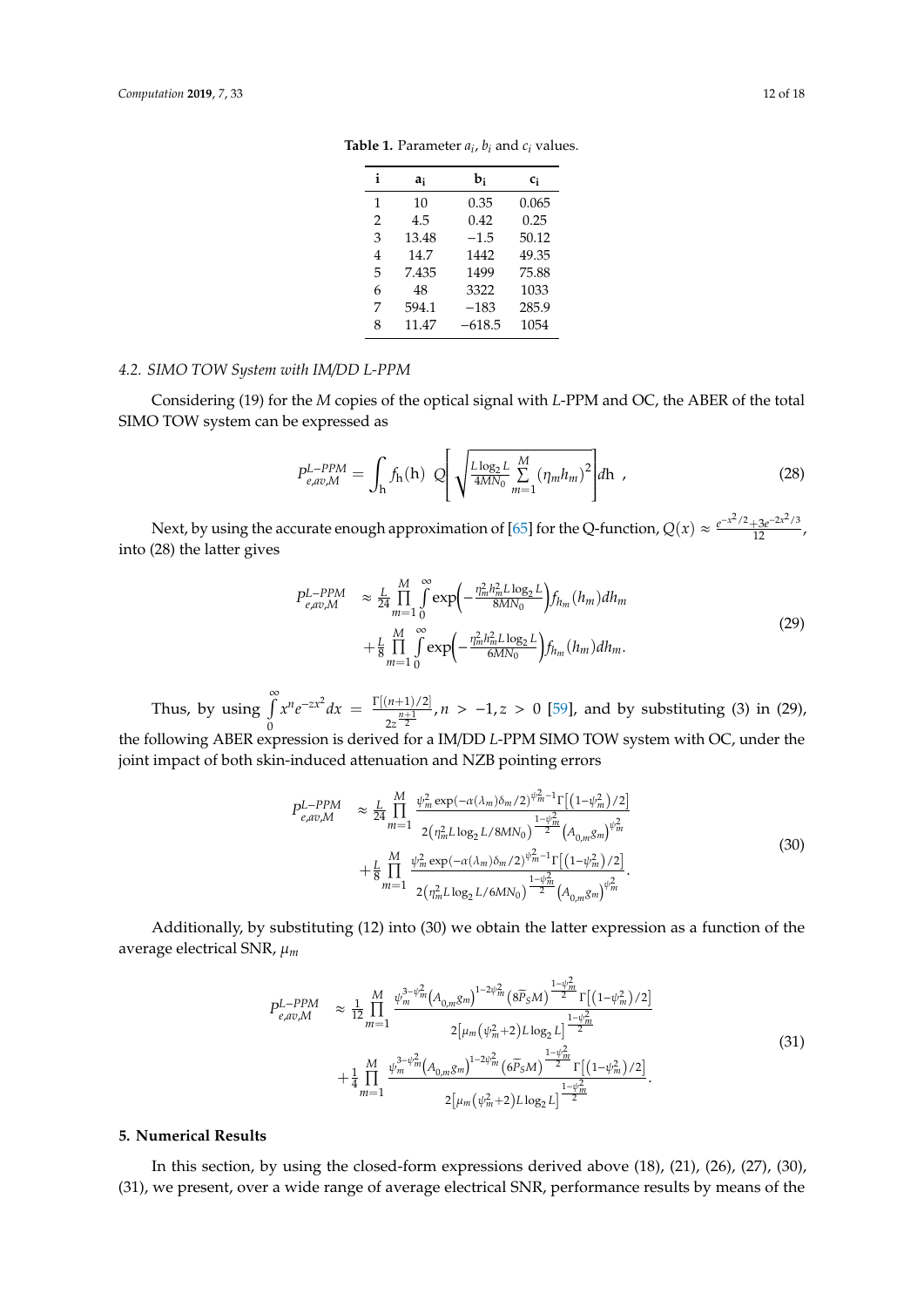**Table 1.** Parameter $a_i$, $b_i$ and $c_i$ values.

| i | $a_i$ | $b_i$ | $c_i$ |
|---|---|---|---|
| 1 | 10 | 0.35 | 0.065 |
| 2 | 4.5 | 0.42 | 0.25 |
| 3 | 13.48 | −1.5 | 50.12 |
| 4 | 14.7 | 1442 | 49.35 |
| 5 | 7.435 | 1499 | 75.88 |
| 6 | 48 | 3322 | 1033 |
| 7 | 594.1 | −183 | 285.9 |
| 8 | 11.47 | −618.5 | 1054 |

### 4.2. SIMO TOW System with IM/DD L-PPM

Considering (19) for the $M$ copies of the optical signal with $L$-PPM and OC, the ABER of the total SIMO TOW system can be expressed as

$$P_{e,av,M}^{L-PPM} = \int_{\mathrm{h}} f_{\mathrm{h}}(\mathrm{h})\ Q\left[\sqrt{\tfrac{L\log_2 L}{4MN_0}\sum_{m=1}^{M}(\eta_m h_m)^2}\right]d\mathrm{h}\ , \tag{28}$$

Next, by using the accurate enough approximation of [65] for the Q-function, $Q(x) \approx \frac{e^{-x^2/2}+3e^{-2x^2/3}}{12}$, into (28) the latter gives

$$\begin{aligned} P_{e,av,M}^{L-PPM} &\approx \tfrac{L}{24}\prod_{m=1}^{M}\int_0^{\infty}\exp\!\left(-\tfrac{\eta_m^2 h_m^2 L\log_2 L}{8MN_0}\right)f_{h_m}(h_m)dh_m \\ &+\tfrac{L}{8}\prod_{m=1}^{M}\int_0^{\infty}\exp\!\left(-\tfrac{\eta_m^2 h_m^2 L\log_2 L}{6MN_0}\right)f_{h_m}(h_m)dh_m. \end{aligned} \tag{29}$$

Thus, by using $\int_0^{\infty} x^n e^{-zx^2}dx = \frac{\Gamma[(n+1)/2]}{2z^{\frac{n+1}{2}}}, n > -1, z > 0$ [59], and by substituting (3) in (29), the following ABER expression is derived for a IM/DD $L$-PPM SIMO TOW system with OC, under the joint impact of both skin-induced attenuation and NZB pointing errors

$$\begin{aligned} P_{e,av,M}^{L-PPM} &\approx \tfrac{L}{24}\prod_{m=1}^{M}\frac{\psi_m^2\exp(-\alpha(\lambda_m)\delta_m/2)^{\psi_m^2-1}\Gamma\left[\left(1-\psi_m^2\right)/2\right]}{2\left(\eta_m^2 L\log_2 L/8MN_0\right)^{\frac{1-\psi_m^2}{2}}\left(A_{0,m}g_m\right)^{\psi_m^2}} \\ &+\tfrac{L}{8}\prod_{m=1}^{M}\frac{\psi_m^2\exp(-\alpha(\lambda_m)\delta_m/2)^{\psi_m^2-1}\Gamma\left[\left(1-\psi_m^2\right)/2\right]}{2\left(\eta_m^2 L\log_2 L/6MN_0\right)^{\frac{1-\psi_m^2}{2}}\left(A_{0,m}g_m\right)^{\psi_m^2}}. \end{aligned} \tag{30}$$

Additionally, by substituting (12) into (30) we obtain the latter expression as a function of the average electrical SNR, $\mu_m$

$$\begin{aligned} P_{e,av,M}^{L-PPM} &\approx \tfrac{1}{12}\prod_{m=1}^{M}\frac{\psi_m^{3-\psi_m^2}\left(A_{0,m}g_m\right)^{1-2\psi_m^2}\left(8\widetilde{P}_S M\right)^{\frac{1-\psi_m^2}{2}}\Gamma\left[\left(1-\psi_m^2\right)/2\right]}{2\left[\mu_m\left(\psi_m^2+2\right)L\log_2 L\right]^{\frac{1-\psi_m^2}{2}}} \\ &+\tfrac{1}{4}\prod_{m=1}^{M}\frac{\psi_m^{3-\psi_m^2}\left(A_{0,m}g_m\right)^{1-2\psi_m^2}\left(6\widetilde{P}_S M\right)^{\frac{1-\psi_m^2}{2}}\Gamma\left[\left(1-\psi_m^2\right)/2\right]}{2\left[\mu_m\left(\psi_m^2+2\right)L\log_2 L\right]^{\frac{1-\psi_m^2}{2}}}. \end{aligned} \tag{31}$$

## 5. Numerical Results

In this section, by using the closed-form expressions derived above (18), (21), (26), (27), (30), (31), we present, over a wide range of average electrical SNR, performance results by means of the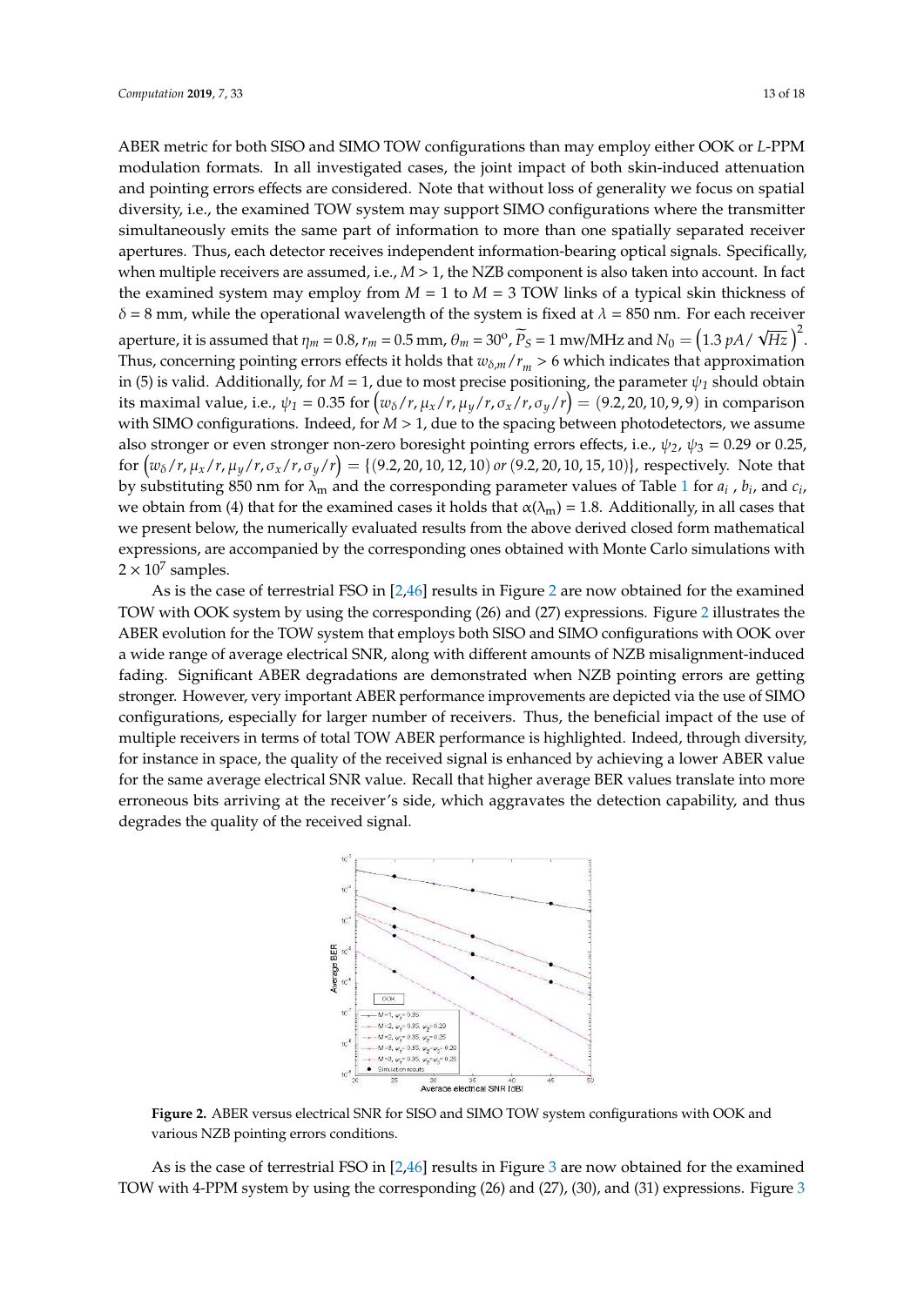ABER metric for both SISO and SIMO TOW configurations than may employ either OOK or *L*-PPM modulation formats. In all investigated cases, the joint impact of both skin-induced attenuation and pointing errors effects are considered. Note that without loss of generality we focus on spatial diversity, i.e., the examined TOW system may support SIMO configurations where the transmitter simultaneously emits the same part of information to more than one spatially separated receiver apertures. Thus, each detector receives independent information-bearing optical signals. Specifically, when multiple receivers are assumed, i.e., $M > 1$, the NZB component is also taken into account. In fact the examined system may employ from $M = 1$ to $M = 3$ TOW links of a typical skin thickness of $\delta = 8$ mm, while the operational wavelength of the system is fixed at $\lambda = 850$ nm. For each receiver aperture, it is assumed that $\eta_m = 0.8$, $r_m = 0.5$ mm, $\theta_m = 30^{o}$, $\widetilde{P}_S = 1$ mw/MHz and $N_0 = \left(1.3\ pA/\sqrt{Hz}\right)^2$. Thus, concerning pointing errors effects it holds that $w_{\delta,m}/r_m > 6$ which indicates that approximation in (5) is valid. Additionally, for $M = 1$, due to most precise positioning, the parameter $\psi_1$ should obtain its maximal value, i.e., $\psi_1 = 0.35$ for $\left(w_\delta/r, \mu_x/r, \mu_y/r, \sigma_x/r, \sigma_y/r\right) = (9.2, 20, 10, 9, 9)$ in comparison with SIMO configurations. Indeed, for $M > 1$, due to the spacing between photodetectors, we assume also stronger or even stronger non-zero boresight pointing errors effects, i.e., $\psi_2$, $\psi_3 = 0.29$ or $0.25$, for $\left(w_\delta/r, \mu_x/r, \mu_y/r, \sigma_x/r, \sigma_y/r\right) = \{(9.2, 20, 10, 12, 10)\ or\ (9.2, 20, 10, 15, 10)\}$, respectively. Note that by substituting 850 nm for $\lambda_m$ and the corresponding parameter values of Table 1 for $a_i$, $b_i$, and $c_i$, we obtain from (4) that for the examined cases it holds that $\alpha(\lambda_m) = 1.8$. Additionally, in all cases that we present below, the numerically evaluated results from the above derived closed form mathematical expressions, are accompanied by the corresponding ones obtained with Monte Carlo simulations with $2 \times 10^7$ samples.

As is the case of terrestrial FSO in [2,46] results in Figure 2 are now obtained for the examined TOW with OOK system by using the corresponding (26) and (27) expressions. Figure 2 illustrates the ABER evolution for the TOW system that employs both SISO and SIMO configurations with OOK over a wide range of average electrical SNR, along with different amounts of NZB misalignment-induced fading. Significant ABER degradations are demonstrated when NZB pointing errors are getting stronger. However, very important ABER performance improvements are depicted via the use of SIMO configurations, especially for larger number of receivers. Thus, the beneficial impact of the use of multiple receivers in terms of total TOW ABER performance is highlighted. Indeed, through diversity, for instance in space, the quality of the received signal is enhanced by achieving a lower ABER value for the same average electrical SNR value. Recall that higher average BER values translate into more erroneous bits arriving at the receiver's side, which aggravates the detection capability, and thus degrades the quality of the received signal.

**Figure 2.** ABER versus electrical SNR for SISO and SIMO TOW system configurations with OOK and various NZB pointing errors conditions.

As is the case of terrestrial FSO in [2,46] results in Figure 3 are now obtained for the examined TOW with 4-PPM system by using the corresponding (26) and (27), (30), and (31) expressions. Figure 3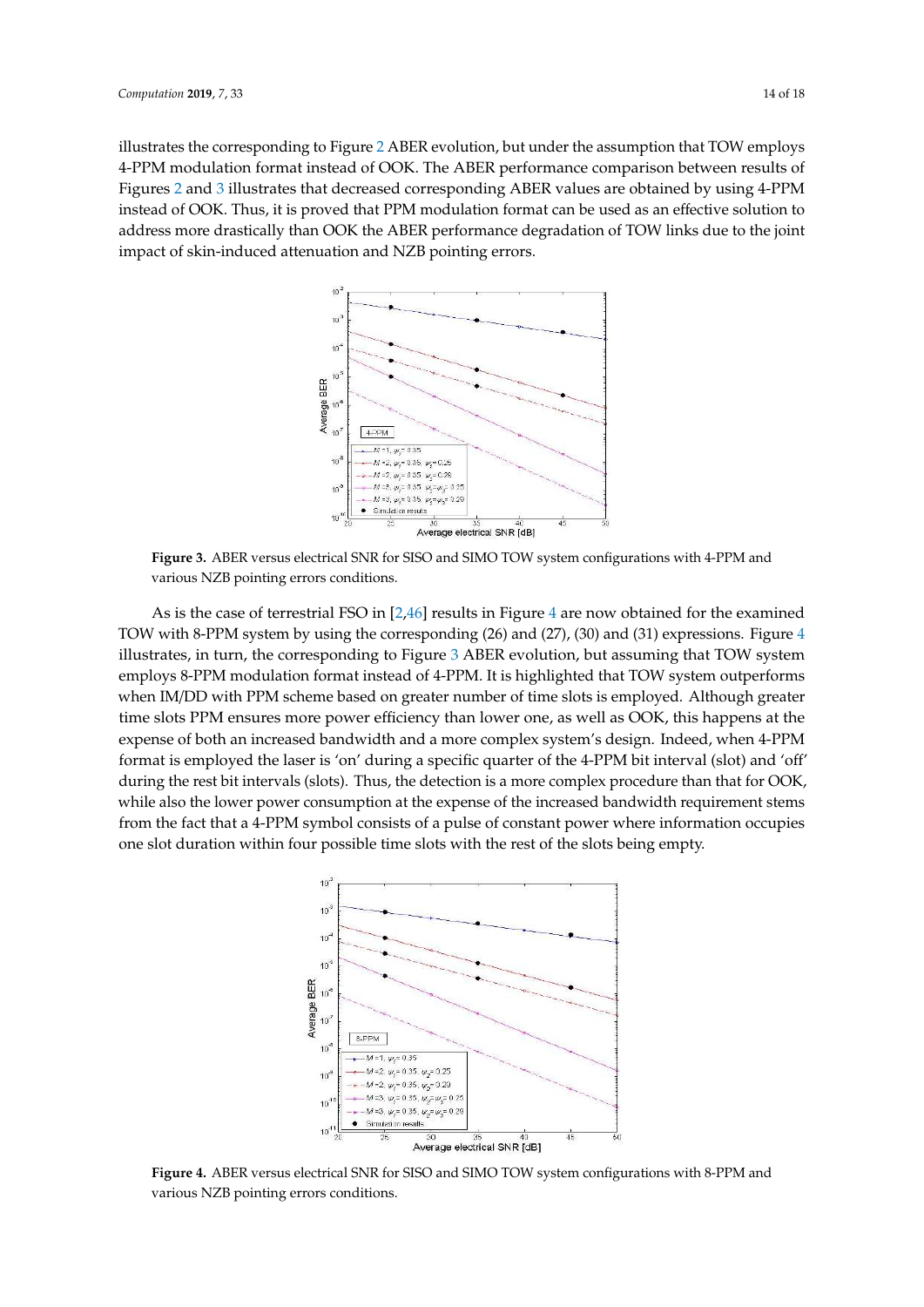illustrates the corresponding to Figure 2 ABER evolution, but under the assumption that TOW employs 4-PPM modulation format instead of OOK. The ABER performance comparison between results of Figures 2 and 3 illustrates that decreased corresponding ABER values are obtained by using 4-PPM instead of OOK. Thus, it is proved that PPM modulation format can be used as an effective solution to address more drastically than OOK the ABER performance degradation of TOW links due to the joint impact of skin-induced attenuation and NZB pointing errors.

**Figure 3.** ABER versus electrical SNR for SISO and SIMO TOW system configurations with 4-PPM and various NZB pointing errors conditions.

As is the case of terrestrial FSO in [2,46] results in Figure 4 are now obtained for the examined TOW with 8-PPM system by using the corresponding (26) and (27), (30) and (31) expressions. Figure 4 illustrates, in turn, the corresponding to Figure 3 ABER evolution, but assuming that TOW system employs 8-PPM modulation format instead of 4-PPM. It is highlighted that TOW system outperforms when IM/DD with PPM scheme based on greater number of time slots is employed. Although greater time slots PPM ensures more power efficiency than lower one, as well as OOK, this happens at the expense of both an increased bandwidth and a more complex system's design. Indeed, when 4-PPM format is employed the laser is 'on' during a specific quarter of the 4-PPM bit interval (slot) and 'off' during the rest bit intervals (slots). Thus, the detection is a more complex procedure than that for OOK, while also the lower power consumption at the expense of the increased bandwidth requirement stems from the fact that a 4-PPM symbol consists of a pulse of constant power where information occupies one slot duration within four possible time slots with the rest of the slots being empty.

**Figure 4.** ABER versus electrical SNR for SISO and SIMO TOW system configurations with 8-PPM and various NZB pointing errors conditions.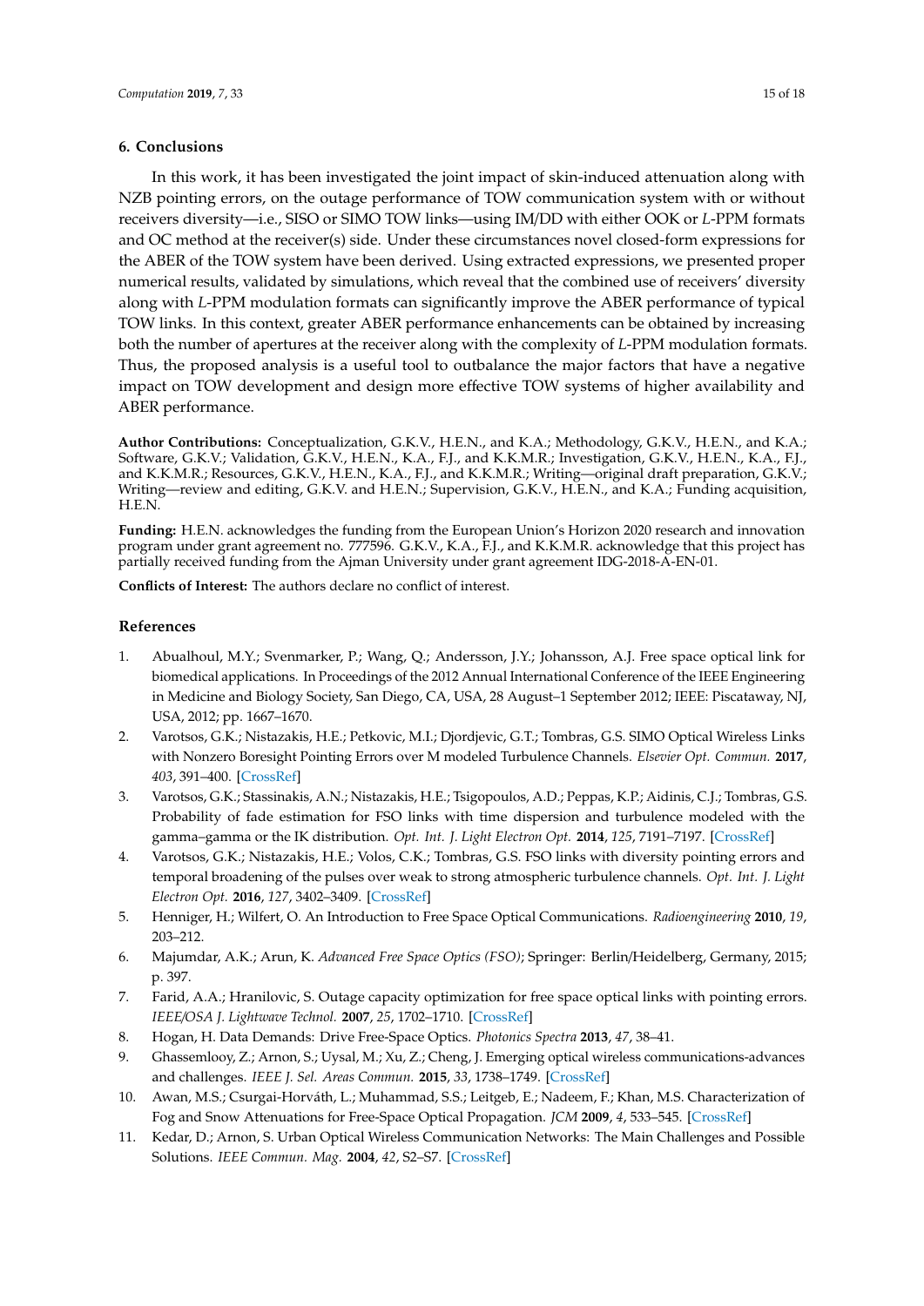## 6. Conclusions

In this work, it has been investigated the joint impact of skin-induced attenuation along with NZB pointing errors, on the outage performance of TOW communication system with or without receivers diversity—i.e., SISO or SIMO TOW links—using IM/DD with either OOK or $L$-PPM formats and OC method at the receiver(s) side. Under these circumstances novel closed-form expressions for the ABER of the TOW system have been derived. Using extracted expressions, we presented proper numerical results, validated by simulations, which reveal that the combined use of receivers' diversity along with $L$-PPM modulation formats can significantly improve the ABER performance of typical TOW links. In this context, greater ABER performance enhancements can be obtained by increasing both the number of apertures at the receiver along with the complexity of $L$-PPM modulation formats. Thus, the proposed analysis is a useful tool to outbalance the major factors that have a negative impact on TOW development and design more effective TOW systems of higher availability and ABER performance.

**Author Contributions:** Conceptualization, G.K.V., H.E.N., and K.A.; Methodology, G.K.V., H.E.N., and K.A.; Software, G.K.V.; Validation, G.K.V., H.E.N., K.A., F.J., and K.K.M.R.; Investigation, G.K.V., H.E.N., K.A., F.J., and K.K.M.R.; Resources, G.K.V., H.E.N., K.A., F.J., and K.K.M.R.; Writing—original draft preparation, G.K.V.; Writing—review and editing, G.K.V. and H.E.N.; Supervision, G.K.V., H.E.N., and K.A.; Funding acquisition, H.E.N.

**Funding:** H.E.N. acknowledges the funding from the European Union's Horizon 2020 research and innovation program under grant agreement no. 777596. G.K.V., K.A., F.J., and K.K.M.R. acknowledge that this project has partially received funding from the Ajman University under grant agreement IDG-2018-A-EN-01.

**Conflicts of Interest:** The authors declare no conflict of interest.

## References

1. Abualhoul, M.Y.; Svenmarker, P.; Wang, Q.; Andersson, J.Y.; Johansson, A.J. Free space optical link for biomedical applications. In Proceedings of the 2012 Annual International Conference of the IEEE Engineering in Medicine and Biology Society, San Diego, CA, USA, 28 August–1 September 2012; IEEE: Piscataway, NJ, USA, 2012; pp. 1667–1670.
2. Varotsos, G.K.; Nistazakis, H.E.; Petkovic, M.I.; Djordjevic, G.T.; Tombras, G.S. SIMO Optical Wireless Links with Nonzero Boresight Pointing Errors over M modeled Turbulence Channels. *Elsevier Opt. Commun.* **2017**, *403*, 391–400. [CrossRef]
3. Varotsos, G.K.; Stassinakis, A.N.; Nistazakis, H.E.; Tsigopoulos, A.D.; Peppas, K.P.; Aidinis, C.J.; Tombras, G.S. Probability of fade estimation for FSO links with time dispersion and turbulence modeled with the gamma–gamma or the IK distribution. *Opt. Int. J. Light Electron Opt.* **2014**, *125*, 7191–7197. [CrossRef]
4. Varotsos, G.K.; Nistazakis, H.E.; Volos, C.K.; Tombras, G.S. FSO links with diversity pointing errors and temporal broadening of the pulses over weak to strong atmospheric turbulence channels. *Opt. Int. J. Light Electron Opt.* **2016**, *127*, 3402–3409. [CrossRef]
5. Henniger, H.; Wilfert, O. An Introduction to Free Space Optical Communications. *Radioengineering* **2010**, *19*, 203–212.
6. Majumdar, A.K.; Arun, K. *Advanced Free Space Optics (FSO)*; Springer: Berlin/Heidelberg, Germany, 2015; p. 397.
7. Farid, A.A.; Hranilovic, S. Outage capacity optimization for free space optical links with pointing errors. *IEEE/OSA J. Lightwave Technol.* **2007**, *25*, 1702–1710. [CrossRef]
8. Hogan, H. Data Demands: Drive Free-Space Optics. *Photonics Spectra* **2013**, *47*, 38–41.
9. Ghassemlooy, Z.; Arnon, S.; Uysal, M.; Xu, Z.; Cheng, J. Emerging optical wireless communications-advances and challenges. *IEEE J. Sel. Areas Commun.* **2015**, *33*, 1738–1749. [CrossRef]
10. Awan, M.S.; Csurgai-Horváth, L.; Muhammad, S.S.; Leitgeb, E.; Nadeem, F.; Khan, M.S. Characterization of Fog and Snow Attenuations for Free-Space Optical Propagation. *JCM* **2009**, *4*, 533–545. [CrossRef]
11. Kedar, D.; Arnon, S. Urban Optical Wireless Communication Networks: The Main Challenges and Possible Solutions. *IEEE Commun. Mag.* **2004**, *42*, S2–S7. [CrossRef]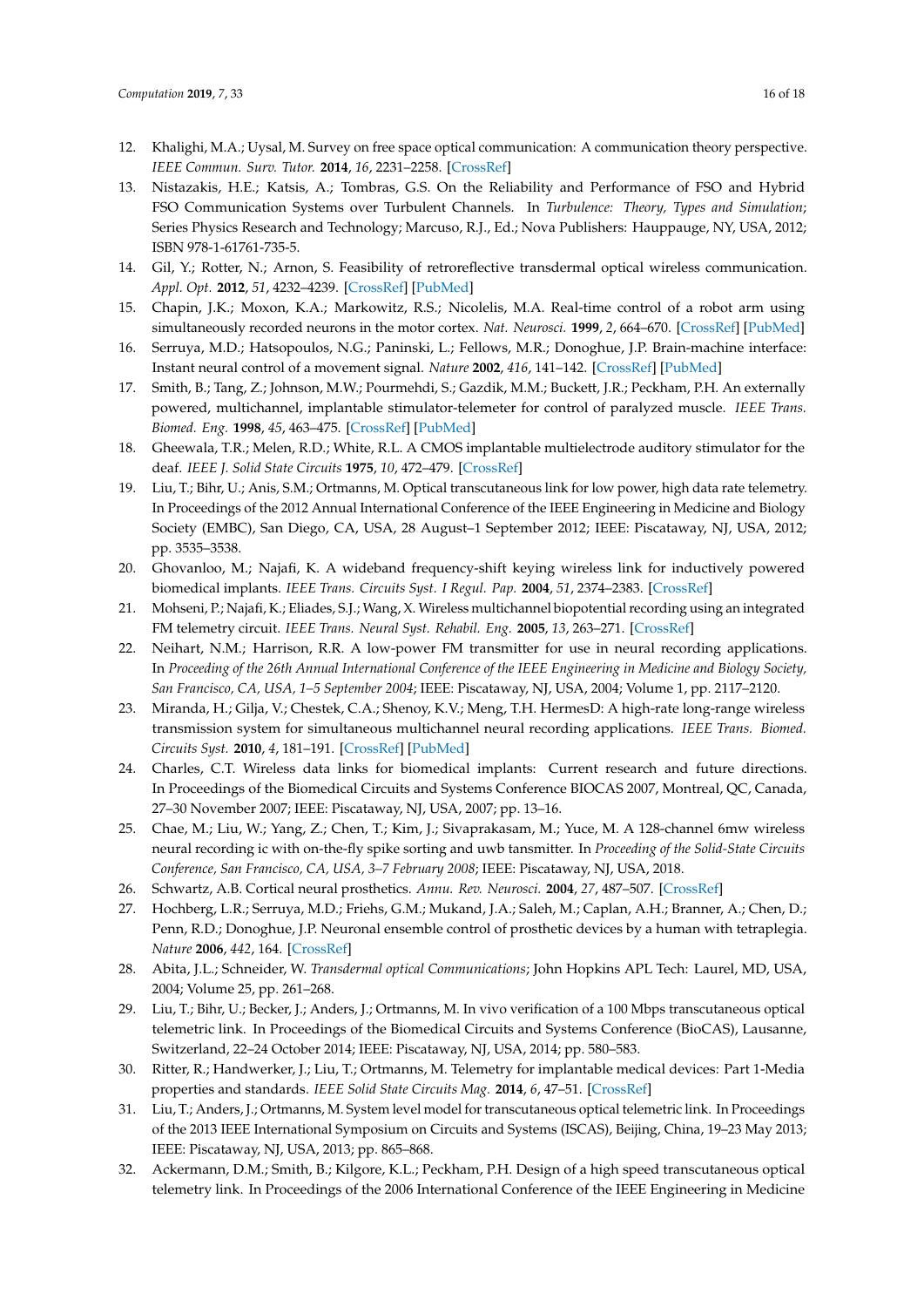12. Khalighi, M.A.; Uysal, M. Survey on free space optical communication: A communication theory perspective. *IEEE Commun. Surv. Tutor.* **2014**, *16*, 2231–2258. [CrossRef]
13. Nistazakis, H.E.; Katsis, A.; Tombras, G.S. On the Reliability and Performance of FSO and Hybrid FSO Communication Systems over Turbulent Channels. In *Turbulence: Theory, Types and Simulation*; Series Physics Research and Technology; Marcuso, R.J., Ed.; Nova Publishers: Hauppauge, NY, USA, 2012; ISBN 978-1-61761-735-5.
14. Gil, Y.; Rotter, N.; Arnon, S. Feasibility of retroreflective transdermal optical wireless communication. *Appl. Opt.* **2012**, *51*, 4232–4239. [CrossRef] [PubMed]
15. Chapin, J.K.; Moxon, K.A.; Markowitz, R.S.; Nicolelis, M.A. Real-time control of a robot arm using simultaneously recorded neurons in the motor cortex. *Nat. Neurosci.* **1999**, *2*, 664–670. [CrossRef] [PubMed]
16. Serruya, M.D.; Hatsopoulos, N.G.; Paninski, L.; Fellows, M.R.; Donoghue, J.P. Brain-machine interface: Instant neural control of a movement signal. *Nature* **2002**, *416*, 141–142. [CrossRef] [PubMed]
17. Smith, B.; Tang, Z.; Johnson, M.W.; Pourmehdi, S.; Gazdik, M.M.; Buckett, J.R.; Peckham, P.H. An externally powered, multichannel, implantable stimulator-telemeter for control of paralyzed muscle. *IEEE Trans. Biomed. Eng.* **1998**, *45*, 463–475. [CrossRef] [PubMed]
18. Gheewala, T.R.; Melen, R.D.; White, R.L. A CMOS implantable multielectrode auditory stimulator for the deaf. *IEEE J. Solid State Circuits* **1975**, *10*, 472–479. [CrossRef]
19. Liu, T.; Bihr, U.; Anis, S.M.; Ortmanns, M. Optical transcutaneous link for low power, high data rate telemetry. In Proceedings of the 2012 Annual International Conference of the IEEE Engineering in Medicine and Biology Society (EMBC), San Diego, CA, USA, 28 August–1 September 2012; IEEE: Piscataway, NJ, USA, 2012; pp. 3535–3538.
20. Ghovanloo, M.; Najafi, K. A wideband frequency-shift keying wireless link for inductively powered biomedical implants. *IEEE Trans. Circuits Syst. I Regul. Pap.* **2004**, *51*, 2374–2383. [CrossRef]
21. Mohseni, P.; Najafi, K.; Eliades, S.J.; Wang, X. Wireless multichannel biopotential recording using an integrated FM telemetry circuit. *IEEE Trans. Neural Syst. Rehabil. Eng.* **2005**, *13*, 263–271. [CrossRef]
22. Neihart, N.M.; Harrison, R.R. A low-power FM transmitter for use in neural recording applications. In *Proceeding of the 26th Annual International Conference of the IEEE Engineering in Medicine and Biology Society, San Francisco, CA, USA, 1–5 September 2004*; IEEE: Piscataway, NJ, USA, 2004; Volume 1, pp. 2117–2120.
23. Miranda, H.; Gilja, V.; Chestek, C.A.; Shenoy, K.V.; Meng, T.H. HermesD: A high-rate long-range wireless transmission system for simultaneous multichannel neural recording applications. *IEEE Trans. Biomed. Circuits Syst.* **2010**, *4*, 181–191. [CrossRef] [PubMed]
24. Charles, C.T. Wireless data links for biomedical implants: Current research and future directions. In Proceedings of the Biomedical Circuits and Systems Conference BIOCAS 2007, Montreal, QC, Canada, 27–30 November 2007; IEEE: Piscataway, NJ, USA, 2007; pp. 13–16.
25. Chae, M.; Liu, W.; Yang, Z.; Chen, T.; Kim, J.; Sivaprakasam, M.; Yuce, M. A 128-channel 6mw wireless neural recording ic with on-the-fly spike sorting and uwb tansmitter. In *Proceeding of the Solid-State Circuits Conference, San Francisco, CA, USA, 3–7 February 2008*; IEEE: Piscataway, NJ, USA, 2018.
26. Schwartz, A.B. Cortical neural prosthetics. *Annu. Rev. Neurosci.* **2004**, *27*, 487–507. [CrossRef]
27. Hochberg, L.R.; Serruya, M.D.; Friehs, G.M.; Mukand, J.A.; Saleh, M.; Caplan, A.H.; Branner, A.; Chen, D.; Penn, R.D.; Donoghue, J.P. Neuronal ensemble control of prosthetic devices by a human with tetraplegia. *Nature* **2006**, *442*, 164. [CrossRef]
28. Abita, J.L.; Schneider, W. *Transdermal optical Communications*; John Hopkins APL Tech: Laurel, MD, USA, 2004; Volume 25, pp. 261–268.
29. Liu, T.; Bihr, U.; Becker, J.; Anders, J.; Ortmanns, M. In vivo verification of a 100 Mbps transcutaneous optical telemetric link. In Proceedings of the Biomedical Circuits and Systems Conference (BioCAS), Lausanne, Switzerland, 22–24 October 2014; IEEE: Piscataway, NJ, USA, 2014; pp. 580–583.
30. Ritter, R.; Handwerker, J.; Liu, T.; Ortmanns, M. Telemetry for implantable medical devices: Part 1-Media properties and standards. *IEEE Solid State Circuits Mag.* **2014**, *6*, 47–51. [CrossRef]
31. Liu, T.; Anders, J.; Ortmanns, M. System level model for transcutaneous optical telemetric link. In Proceedings of the 2013 IEEE International Symposium on Circuits and Systems (ISCAS), Beijing, China, 19–23 May 2013; IEEE: Piscataway, NJ, USA, 2013; pp. 865–868.
32. Ackermann, D.M.; Smith, B.; Kilgore, K.L.; Peckham, P.H. Design of a high speed transcutaneous optical telemetry link. In Proceedings of the 2006 International Conference of the IEEE Engineering in Medicine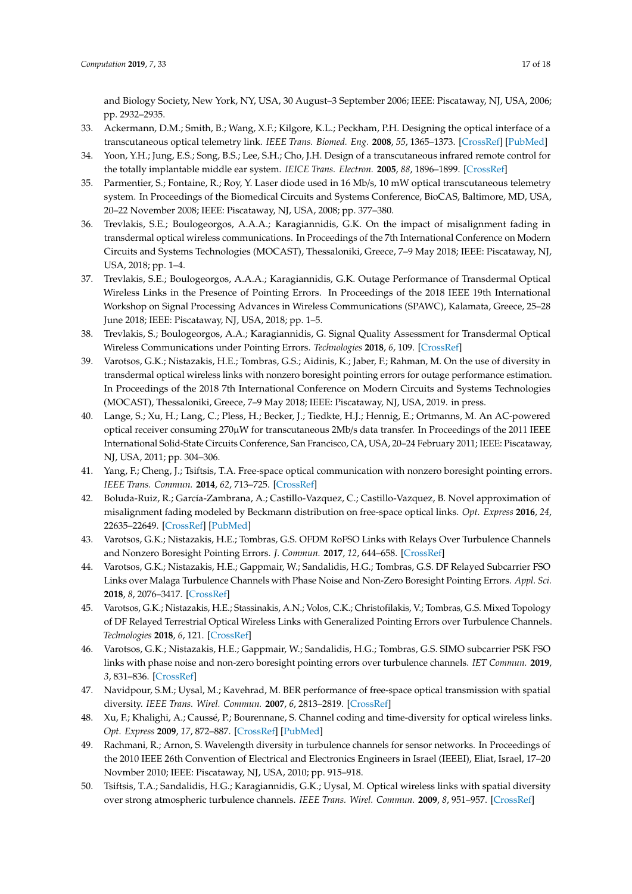and Biology Society, New York, NY, USA, 30 August–3 September 2006; IEEE: Piscataway, NJ, USA, 2006; pp. 2932–2935.

33. Ackermann, D.M.; Smith, B.; Wang, X.F.; Kilgore, K.L.; Peckham, P.H. Designing the optical interface of a transcutaneous optical telemetry link. *IEEE Trans. Biomed. Eng.* **2008**, *55*, 1365–1373. [CrossRef] [PubMed]
34. Yoon, Y.H.; Jung, E.S.; Song, B.S.; Lee, S.H.; Cho, J.H. Design of a transcutaneous infrared remote control for the totally implantable middle ear system. *IEICE Trans. Electron.* **2005**, *88*, 1896–1899. [CrossRef]
35. Parmentier, S.; Fontaine, R.; Roy, Y. Laser diode used in 16 Mb/s, 10 mW optical transcutaneous telemetry system. In Proceedings of the Biomedical Circuits and Systems Conference, BioCAS, Baltimore, MD, USA, 20–22 November 2008; IEEE: Piscataway, NJ, USA, 2008; pp. 377–380.
36. Trevlakis, S.E.; Boulogeorgos, A.A.A.; Karagiannidis, G.K. On the impact of misalignment fading in transdermal optical wireless communications. In Proceedings of the 7th International Conference on Modern Circuits and Systems Technologies (MOCAST), Thessaloniki, Greece, 7–9 May 2018; IEEE: Piscataway, NJ, USA, 2018; pp. 1–4.
37. Trevlakis, S.E.; Boulogeorgos, A.A.A.; Karagiannidis, G.K. Outage Performance of Transdermal Optical Wireless Links in the Presence of Pointing Errors. In Proceedings of the 2018 IEEE 19th International Workshop on Signal Processing Advances in Wireless Communications (SPAWC), Kalamata, Greece, 25–28 June 2018; IEEE: Piscataway, NJ, USA, 2018; pp. 1–5.
38. Trevlakis, S.; Boulogeorgos, A.A.; Karagiannidis, G. Signal Quality Assessment for Transdermal Optical Wireless Communications under Pointing Errors. *Technologies* **2018**, *6*, 109. [CrossRef]
39. Varotsos, G.K.; Nistazakis, H.E.; Tombras, G.S.; Aidinis, K.; Jaber, F.; Rahman, M. On the use of diversity in transdermal optical wireless links with nonzero boresight pointing errors for outage performance estimation. In Proceedings of the 2018 7th International Conference on Modern Circuits and Systems Technologies (MOCAST), Thessaloniki, Greece, 7–9 May 2018; IEEE: Piscataway, NJ, USA, 2019. in press.
40. Lange, S.; Xu, H.; Lang, C.; Pless, H.; Becker, J.; Tiedkte, H.J.; Hennig, E.; Ortmanns, M. An AC-powered optical receiver consuming 270µW for transcutaneous 2Mb/s data transfer. In Proceedings of the 2011 IEEE International Solid-State Circuits Conference, San Francisco, CA, USA, 20–24 February 2011; IEEE: Piscataway, NJ, USA, 2011; pp. 304–306.
41. Yang, F.; Cheng, J.; Tsiftsis, T.A. Free-space optical communication with nonzero boresight pointing errors. *IEEE Trans. Commun.* **2014**, *62*, 713–725. [CrossRef]
42. Boluda-Ruiz, R.; García-Zambrana, A.; Castillo-Vazquez, C.; Castillo-Vazquez, B. Novel approximation of misalignment fading modeled by Beckmann distribution on free-space optical links. *Opt. Express* **2016**, *24*, 22635–22649. [CrossRef] [PubMed]
43. Varotsos, G.K.; Nistazakis, H.E.; Tombras, G.S. OFDM RoFSO Links with Relays Over Turbulence Channels and Nonzero Boresight Pointing Errors. *J. Commun.* **2017**, *12*, 644–658. [CrossRef]
44. Varotsos, G.K.; Nistazakis, H.E.; Gappmair, W.; Sandalidis, H.G.; Tombras, G.S. DF Relayed Subcarrier FSO Links over Malaga Turbulence Channels with Phase Noise and Non-Zero Boresight Pointing Errors. *Appl. Sci.* **2018**, *8*, 2076–3417. [CrossRef]
45. Varotsos, G.K.; Nistazakis, H.E.; Stassinakis, A.N.; Volos, C.K.; Christofilakis, V.; Tombras, G.S. Mixed Topology of DF Relayed Terrestrial Optical Wireless Links with Generalized Pointing Errors over Turbulence Channels. *Technologies* **2018**, *6*, 121. [CrossRef]
46. Varotsos, G.K.; Nistazakis, H.E.; Gappmair, W.; Sandalidis, H.G.; Tombras, G.S. SIMO subcarrier PSK FSO links with phase noise and non-zero boresight pointing errors over turbulence channels. *IET Commun.* **2019**, *3*, 831–836. [CrossRef]
47. Navidpour, S.M.; Uysal, M.; Kavehrad, M. BER performance of free-space optical transmission with spatial diversity. *IEEE Trans. Wirel. Commun.* **2007**, *6*, 2813–2819. [CrossRef]
48. Xu, F.; Khalighi, A.; Caussé, P.; Bourennane, S. Channel coding and time-diversity for optical wireless links. *Opt. Express* **2009**, *17*, 872–887. [CrossRef] [PubMed]
49. Rachmani, R.; Arnon, S. Wavelength diversity in turbulence channels for sensor networks. In Proceedings of the 2010 IEEE 26th Convention of Electrical and Electronics Engineers in Israel (IEEEI), Eliat, Israel, 17–20 Novmber 2010; IEEE: Piscataway, NJ, USA, 2010; pp. 915–918.
50. Tsiftsis, T.A.; Sandalidis, H.G.; Karagiannidis, G.K.; Uysal, M. Optical wireless links with spatial diversity over strong atmospheric turbulence channels. *IEEE Trans. Wirel. Commun.* **2009**, *8*, 951–957. [CrossRef]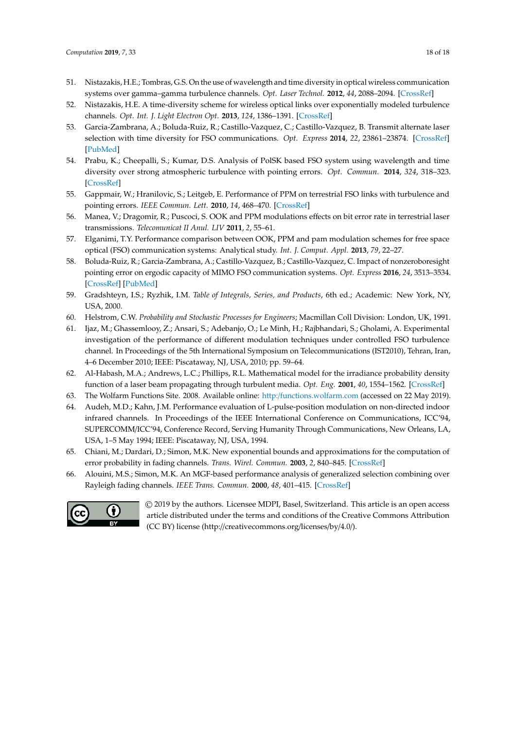51. Nistazakis, H.E.; Tombras, G.S. On the use of wavelength and time diversity in optical wireless communication systems over gamma–gamma turbulence channels. *Opt. Laser Technol.* **2012**, *44*, 2088–2094. [CrossRef]
52. Nistazakis, H.E. A time-diversity scheme for wireless optical links over exponentially modeled turbulence channels. *Opt. Int. J. Light Electron Opt.* **2013**, *124*, 1386–1391. [CrossRef]
53. Garcia-Zambrana, A.; Boluda-Ruiz, R.; Castillo-Vazquez, C.; Castillo-Vazquez, B. Transmit alternate laser selection with time diversity for FSO communications. *Opt. Express* **2014**, *22*, 23861–23874. [CrossRef] [PubMed]
54. Prabu, K.; Cheepalli, S.; Kumar, D.S. Analysis of PolSK based FSO system using wavelength and time diversity over strong atmospheric turbulence with pointing errors. *Opt. Commun.* **2014**, *324*, 318–323. [CrossRef]
55. Gappmair, W.; Hranilovic, S.; Leitgeb, E. Performance of PPM on terrestrial FSO links with turbulence and pointing errors. *IEEE Commun. Lett.* **2010**, *14*, 468–470. [CrossRef]
56. Manea, V.; Dragomir, R.; Puscoci, S. OOK and PPM modulations effects on bit error rate in terrestrial laser transmissions. *Telecomunicat II Anul. LIV* **2011**, *2*, 55–61.
57. Elganimi, T.Y. Performance comparison between OOK, PPM and pam modulation schemes for free space optical (FSO) communication systems: Analytical study. *Int. J. Comput. Appl.* **2013**, *79*, 22–27.
58. Boluda-Ruiz, R.; Garcia-Zambrana, A.; Castillo-Vazquez, B.; Castillo-Vazquez, C. Impact of nonzeroboresight pointing error on ergodic capacity of MIMO FSO communication systems. *Opt. Express* **2016**, *24*, 3513–3534. [CrossRef] [PubMed]
59. Gradshteyn, I.S.; Ryzhik, I.M. *Table of Integrals, Series, and Products*, 6th ed.; Academic: New York, NY, USA, 2000.
60. Helstrom, C.W. *Probability and Stochastic Processes for Engineers*; Macmillan Coll Division: London, UK, 1991.
61. Ijaz, M.; Ghassemlooy, Z.; Ansari, S.; Adebanjo, O.; Le Minh, H.; Rajbhandari, S.; Gholami, A. Experimental investigation of the performance of different modulation techniques under controlled FSO turbulence channel. In Proceedings of the 5th International Symposium on Telecommunications (IST2010), Tehran, Iran, 4–6 December 2010; IEEE: Piscataway, NJ, USA, 2010; pp. 59–64.
62. Al-Habash, M.A.; Andrews, L.C.; Phillips, R.L. Mathematical model for the irradiance probability density function of a laser beam propagating through turbulent media. *Opt. Eng.* **2001**, *40*, 1554–1562. [CrossRef]
63. The Wolfarm Functions Site. 2008. Available online: http:/functions.wolfarm.com (accessed on 22 May 2019).
64. Audeh, M.D.; Kahn, J.M. Performance evaluation of L-pulse-position modulation on non-directed indoor infrared channels. In Proceedings of the IEEE International Conference on Communications, ICC'94, SUPERCOMM/ICC'94, Conference Record, Serving Humanity Through Communications, New Orleans, LA, USA, 1–5 May 1994; IEEE: Piscataway, NJ, USA, 1994.
65. Chiani, M.; Dardari, D.; Simon, M.K. New exponential bounds and approximations for the computation of error probability in fading channels. *Trans. Wirel. Commun.* **2003**, *2*, 840–845. [CrossRef]
66. Alouini, M.S.; Simon, M.K. An MGF-based performance analysis of generalized selection combining over Rayleigh fading channels. *IEEE Trans. Commun.* **2000**, *48*, 401–415. [CrossRef]

© 2019 by the authors. Licensee MDPI, Basel, Switzerland. This article is an open access article distributed under the terms and conditions of the Creative Commons Attribution (CC BY) license (http://creativecommons.org/licenses/by/4.0/).